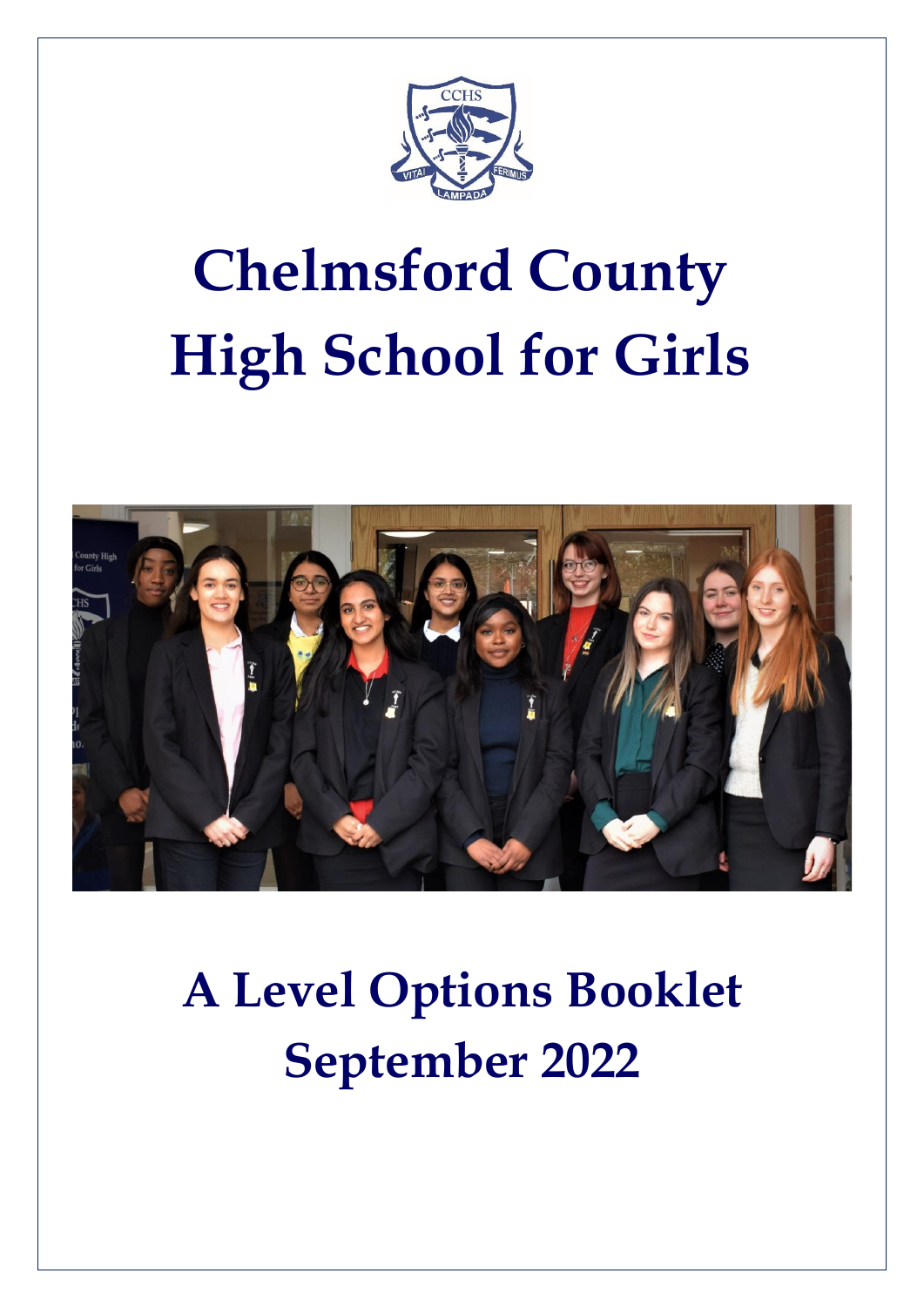# Chelmsford County High School for Girls

# A Level Options Booklet September 2022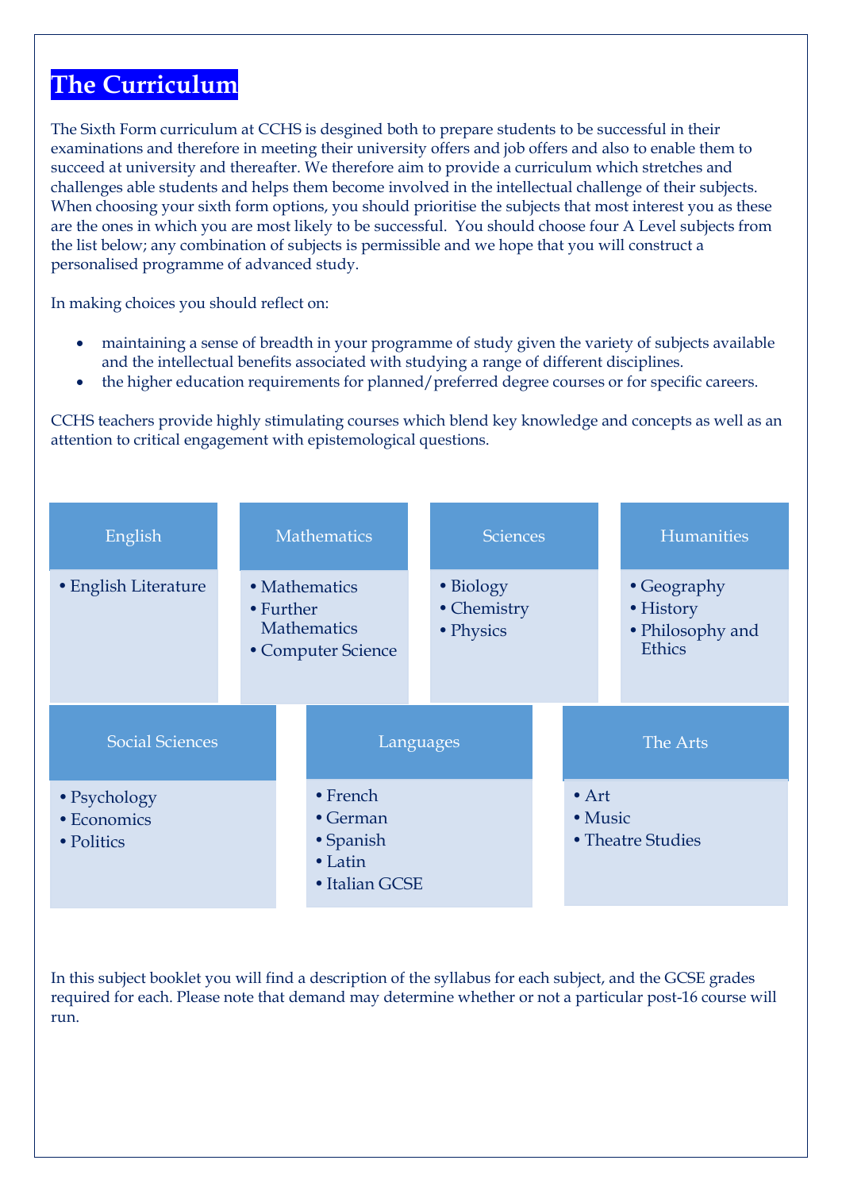# The Curriculum

The Sixth Form curriculum at CCHS is degsined both to prepare students to be successful in their examinations and therefore in meeting their university offers and job offers and also to enable them to succeed at university and thereafter. We therefore aim to provide a curriculum which stretches and challenges able students and helps them become involved in the intellectual challenge of their subjects. When choosing your sixth form options, you should prioritise the subjects that most interest you as these are the ones in which you are most likely to be successful. You should choose four A Level subjects from the list below; any combination of subjects is permissible and we hope that you will construct a personalised programme of advanced study.

In making choices you should reflect on:

- maintaining a sense of breadth in your programme of study given the variety of subjects available and the intellectual benefits associated with studying a range of different disciplines.
- the higher education requirements for planned/preferred degree courses or for specific careers.

CCHS teachers provide highly stimulating courses which blend key knowledge and concepts as well as an attention to critical engagement with epistemological questions.

**English**
- English Literature

**Mathematics**
- Mathematics
- Further Mathematics
- Computer Science

**Sciences**
- Biology
- Chemistry
- Physics

**Humanities**
- Geography
- History
- Philosophy and Ethics

**Social Sciences**
- Psychology
- Economics
- Politics

**Languages**
- French
- German
- Spanish
- Latin
- Italian GCSE

**The Arts**
- Art
- Music
- Theatre Studies

In this subject booklet you will find a description of the syllabus for each subject, and the GCSE grades required for each. Please note that demand may determine whether or not a particular post-16 course will run.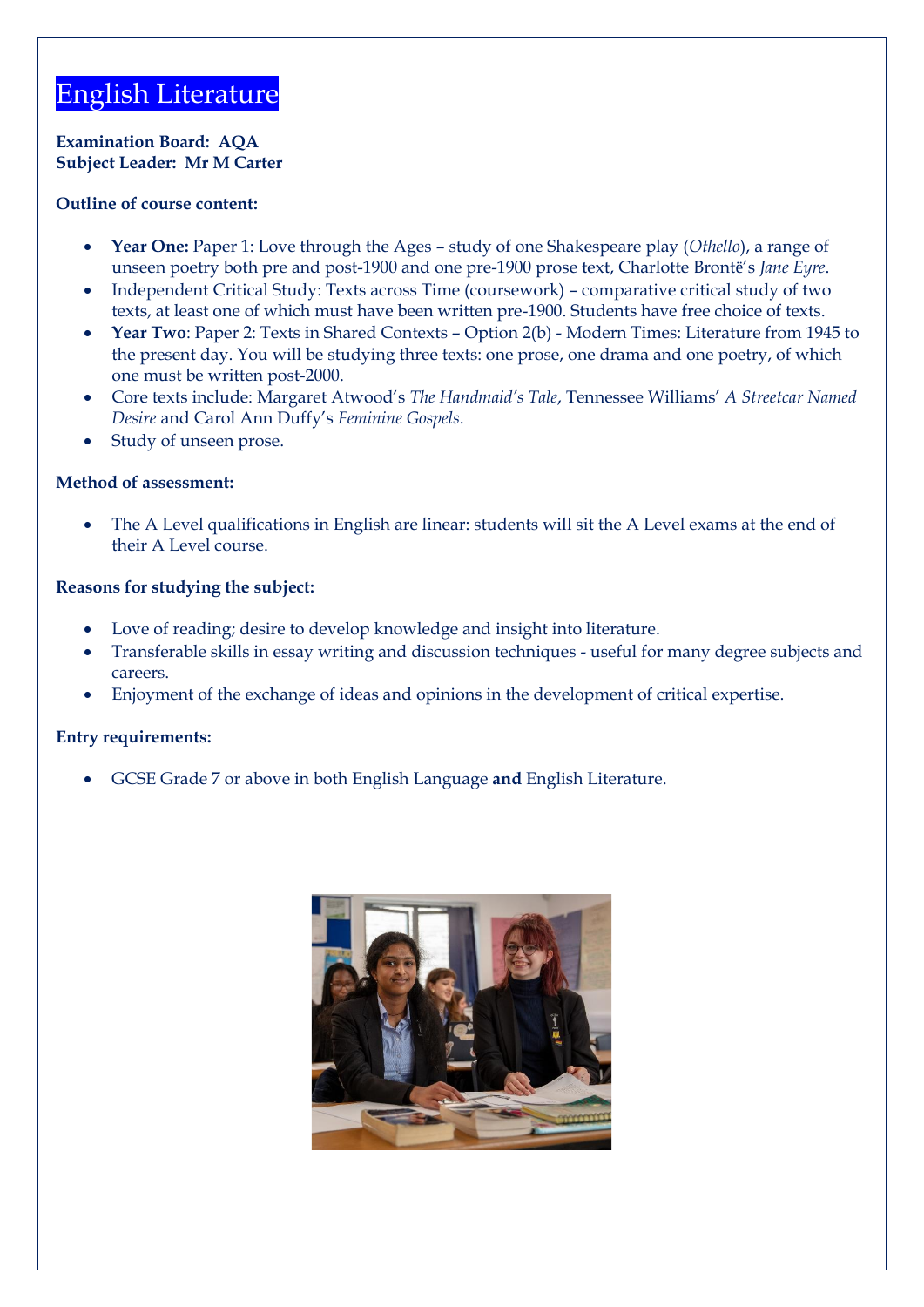# English Literature

**Examination Board: AQA**
**Subject Leader: Mr M Carter**

**Outline of course content:**

- **Year One:** Paper 1: Love through the Ages – study of one Shakespeare play (*Othello*), a range of unseen poetry both pre and post-1900 and one pre-1900 prose text, Charlotte Brontë's *Jane Eyre*.
- Independent Critical Study: Texts across Time (coursework) – comparative critical study of two texts, at least one of which must have been written pre-1900. Students have free choice of texts.
- **Year Two**: Paper 2: Texts in Shared Contexts – Option 2(b) - Modern Times: Literature from 1945 to the present day. You will be studying three texts: one prose, one drama and one poetry, of which one must be written post-2000.
- Core texts include: Margaret Atwood's *The Handmaid's Tale*, Tennessee Williams' *A Streetcar Named Desire* and Carol Ann Duffy's *Feminine Gospels*.
- Study of unseen prose.

**Method of assessment:**

- The A Level qualifications in English are linear: students will sit the A Level exams at the end of their A Level course.

**Reasons for studying the subject:**

- Love of reading; desire to develop knowledge and insight into literature.
- Transferable skills in essay writing and discussion techniques - useful for many degree subjects and careers.
- Enjoyment of the exchange of ideas and opinions in the development of critical expertise.

**Entry requirements:**

- GCSE Grade 7 or above in both English Language **and** English Literature.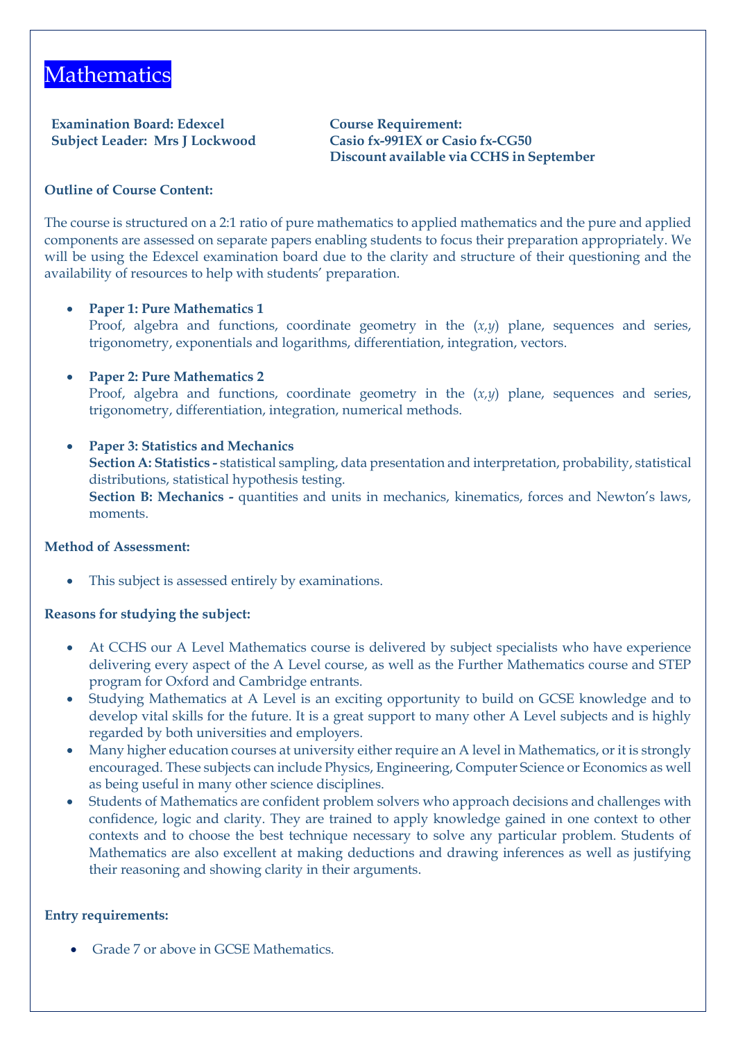# Mathematics

**Examination Board: Edexcel**
**Subject Leader: Mrs J Lockwood**

**Course Requirement:**
**Casio fx-991EX or Casio fx-CG50**
**Discount available via CCHS in September**

**Outline of Course Content:**

The course is structured on a 2:1 ratio of pure mathematics to applied mathematics and the pure and applied components are assessed on separate papers enabling students to focus their preparation appropriately. We will be using the Edexcel examination board due to the clarity and structure of their questioning and the availability of resources to help with students' preparation.

- **Paper 1: Pure Mathematics 1**
  Proof, algebra and functions, coordinate geometry in the $(x,y)$ plane, sequences and series, trigonometry, exponentials and logarithms, differentiation, integration, vectors.

- **Paper 2: Pure Mathematics 2**
  Proof, algebra and functions, coordinate geometry in the $(x,y)$ plane, sequences and series, trigonometry, differentiation, integration, numerical methods.

- **Paper 3: Statistics and Mechanics**
  **Section A: Statistics -** statistical sampling, data presentation and interpretation, probability, statistical distributions, statistical hypothesis testing.
  **Section B: Mechanics -** quantities and units in mechanics, kinematics, forces and Newton's laws, moments.

**Method of Assessment:**

- This subject is assessed entirely by examinations.

**Reasons for studying the subject:**

- At CCHS our A Level Mathematics course is delivered by subject specialists who have experience delivering every aspect of the A Level course, as well as the Further Mathematics course and STEP program for Oxford and Cambridge entrants.
- Studying Mathematics at A Level is an exciting opportunity to build on GCSE knowledge and to develop vital skills for the future. It is a great support to many other A Level subjects and is highly regarded by both universities and employers.
- Many higher education courses at university either require an A level in Mathematics, or it is strongly encouraged. These subjects can include Physics, Engineering, Computer Science or Economics as well as being useful in many other science disciplines.
- Students of Mathematics are confident problem solvers who approach decisions and challenges with confidence, logic and clarity. They are trained to apply knowledge gained in one context to other contexts and to choose the best technique necessary to solve any particular problem. Students of Mathematics are also excellent at making deductions and drawing inferences as well as justifying their reasoning and showing clarity in their arguments.

**Entry requirements:**

- Grade 7 or above in GCSE Mathematics.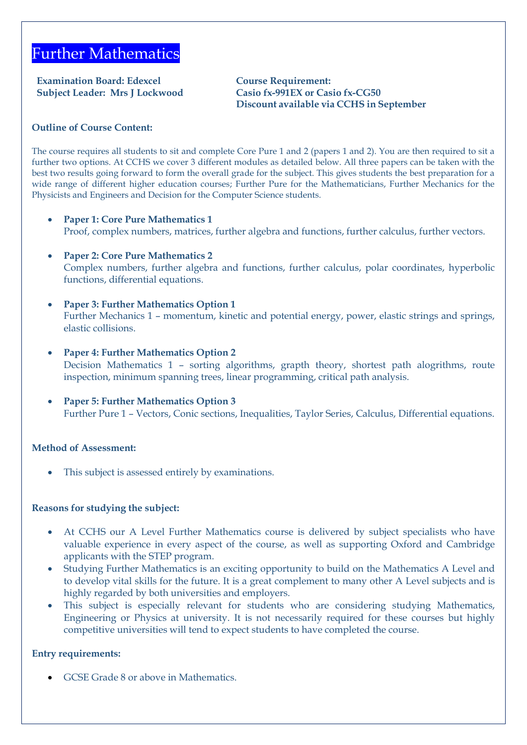# Further Mathematics

**Examination Board: Edexcel**
**Subject Leader: Mrs J Lockwood**

**Course Requirement:**
**Casio fx-991EX or Casio fx-CG50**
**Discount available via CCHS in September**

**Outline of Course Content:**

The course requires all students to sit and complete Core Pure 1 and 2 (papers 1 and 2). You are then required to sit a further two options. At CCHS we cover 3 different modules as detailed below. All three papers can be taken with the best two results going forward to form the overall grade for the subject. This gives students the best preparation for a wide range of different higher education courses; Further Pure for the Mathematicians, Further Mechanics for the Physicists and Engineers and Decision for the Computer Science students.

- **Paper 1: Core Pure Mathematics 1**
  Proof, complex numbers, matrices, further algebra and functions, further calculus, further vectors.
- **Paper 2: Core Pure Mathematics 2**
  Complex numbers, further algebra and functions, further calculus, polar coordinates, hyperbolic functions, differential equations.
- **Paper 3: Further Mathematics Option 1**
  Further Mechanics 1 – momentum, kinetic and potential energy, power, elastic strings and springs, elastic collisions.
- **Paper 4: Further Mathematics Option 2**
  Decision Mathematics 1 – sorting algorithms, grapth theory, shortest path alogrithms, route inspection, minimum spanning trees, linear programming, critical path analysis.
- **Paper 5: Further Mathematics Option 3**
  Further Pure 1 – Vectors, Conic sections, Inequalities, Taylor Series, Calculus, Differential equations.

**Method of Assessment:**

- This subject is assessed entirely by examinations.

**Reasons for studying the subject:**

- At CCHS our A Level Further Mathematics course is delivered by subject specialists who have valuable experience in every aspect of the course, as well as supporting Oxford and Cambridge applicants with the STEP program.
- Studying Further Mathematics is an exciting opportunity to build on the Mathematics A Level and to develop vital skills for the future. It is a great complement to many other A Level subjects and is highly regarded by both universities and employers.
- This subject is especially relevant for students who are considering studying Mathematics, Engineering or Physics at university. It is not necessarily required for these courses but highly competitive universities will tend to expect students to have completed the course.

**Entry requirements:**

- GCSE Grade 8 or above in Mathematics.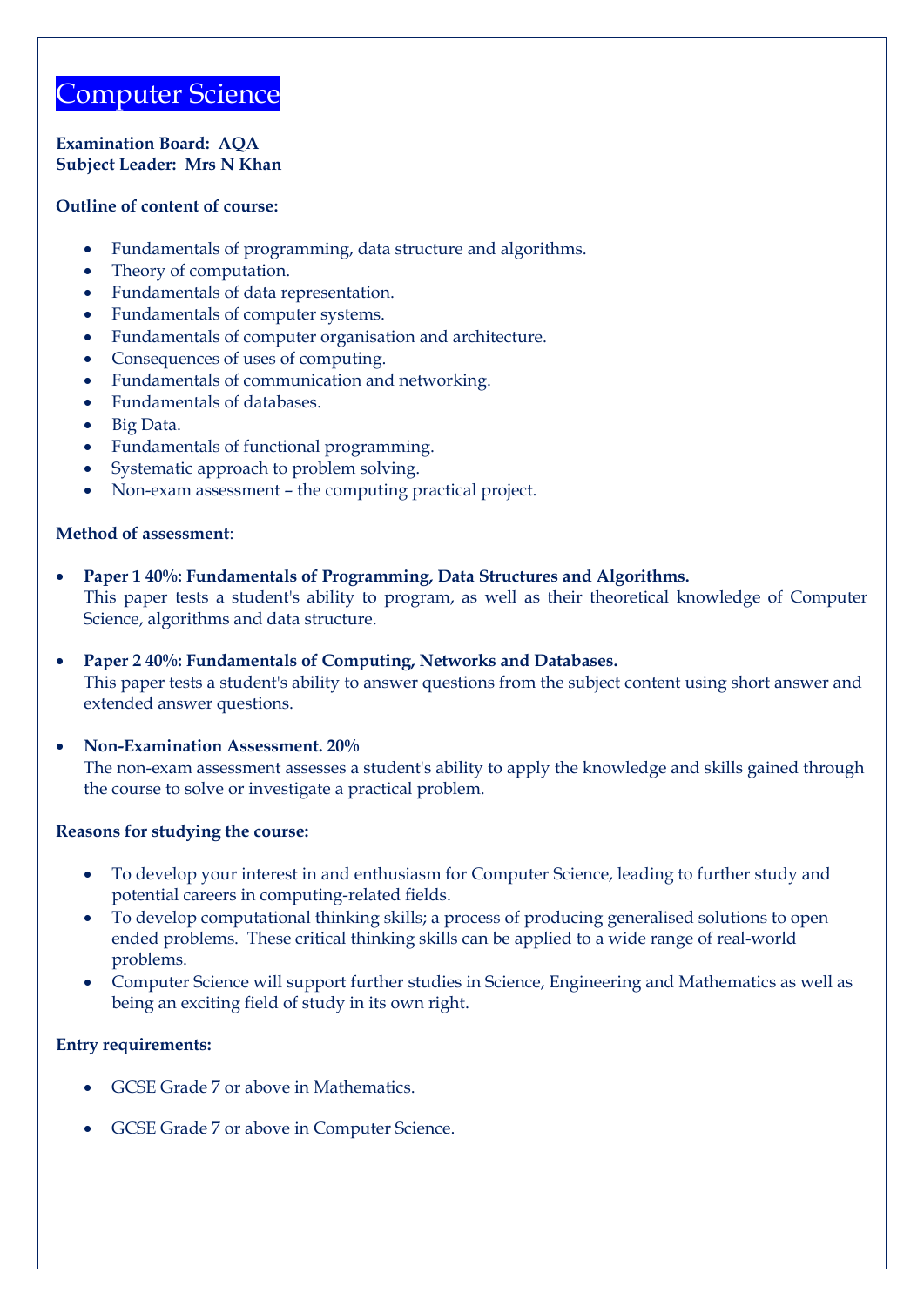# Computer Science

**Examination Board: AQA**
**Subject Leader: Mrs N Khan**

**Outline of content of course:**

- Fundamentals of programming, data structure and algorithms.
- Theory of computation.
- Fundamentals of data representation.
- Fundamentals of computer systems.
- Fundamentals of computer organisation and architecture.
- Consequences of uses of computing.
- Fundamentals of communication and networking.
- Fundamentals of databases.
- Big Data.
- Fundamentals of functional programming.
- Systematic approach to problem solving.
- Non-exam assessment – the computing practical project.

**Method of assessment**:

- **Paper 1 40%: Fundamentals of Programming, Data Structures and Algorithms.**
  This paper tests a student's ability to program, as well as their theoretical knowledge of Computer Science, algorithms and data structure.

- **Paper 2 40%: Fundamentals of Computing, Networks and Databases.**
  This paper tests a student's ability to answer questions from the subject content using short answer and extended answer questions.

- **Non-Examination Assessment. 20%**
  The non-exam assessment assesses a student's ability to apply the knowledge and skills gained through the course to solve or investigate a practical problem.

**Reasons for studying the course:**

- To develop your interest in and enthusiasm for Computer Science, leading to further study and potential careers in computing-related fields.
- To develop computational thinking skills; a process of producing generalised solutions to open ended problems. These critical thinking skills can be applied to a wide range of real-world problems.
- Computer Science will support further studies in Science, Engineering and Mathematics as well as being an exciting field of study in its own right.

**Entry requirements:**

- GCSE Grade 7 or above in Mathematics.
- GCSE Grade 7 or above in Computer Science.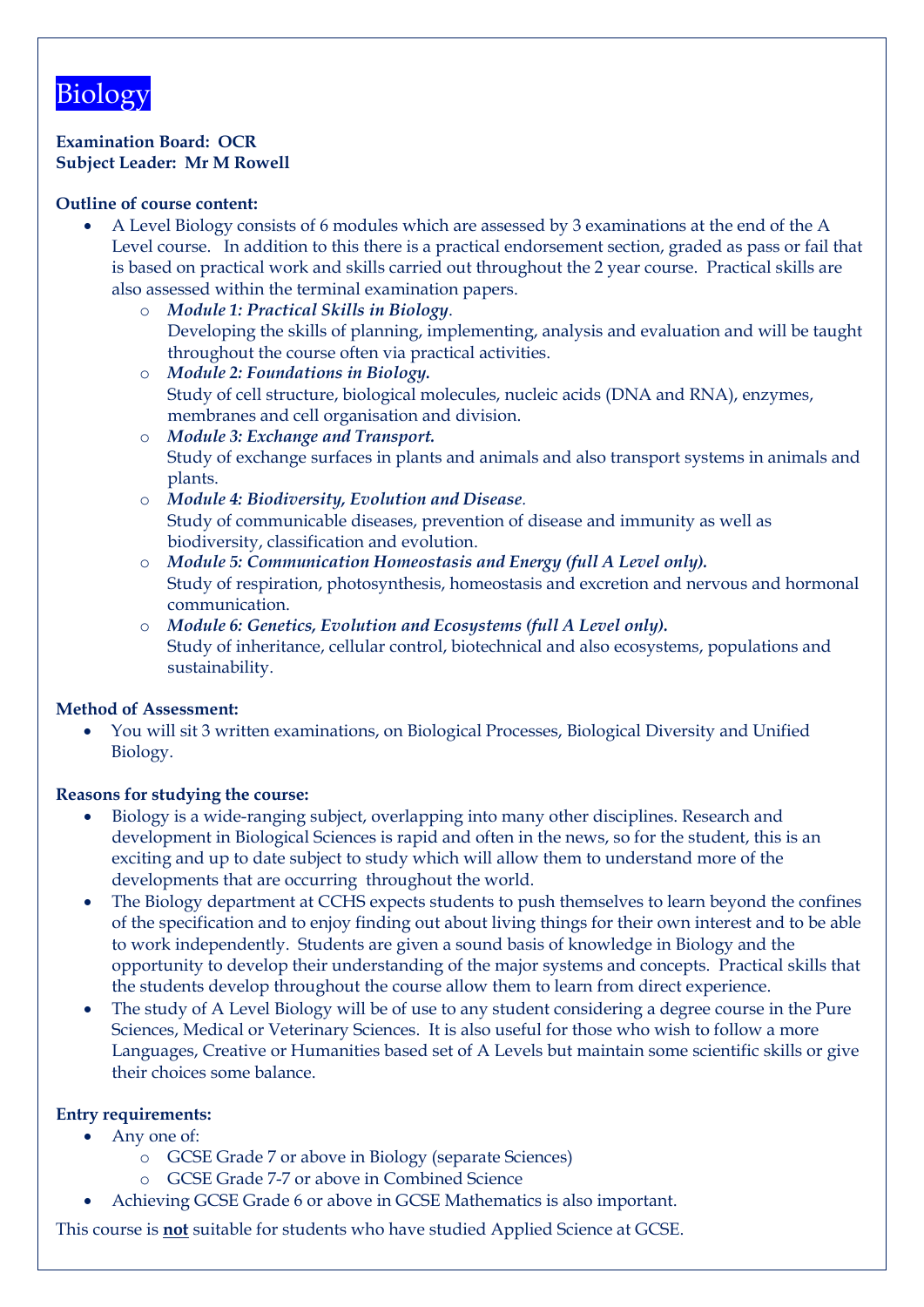# Biology

**Examination Board: OCR**
**Subject Leader: Mr M Rowell**

**Outline of course content:**

- A Level Biology consists of 6 modules which are assessed by 3 examinations at the end of the A Level course. In addition to this there is a practical endorsement section, graded as pass or fail that is based on practical work and skills carried out throughout the 2 year course. Practical skills are also assessed within the terminal examination papers.
  - ***Module 1: Practical Skills in Biology***.
    Developing the skills of planning, implementing, analysis and evaluation and will be taught throughout the course often via practical activities.
  - ***Module 2: Foundations in Biology.***
    Study of cell structure, biological molecules, nucleic acids (DNA and RNA), enzymes, membranes and cell organisation and division.
  - ***Module 3: Exchange and Transport.***
    Study of exchange surfaces in plants and animals and also transport systems in animals and plants.
  - ***Module 4: Biodiversity, Evolution and Disease***.
    Study of communicable diseases, prevention of disease and immunity as well as biodiversity, classification and evolution.
  - ***Module 5: Communication Homeostasis and Energy (full A Level only).***
    Study of respiration, photosynthesis, homeostasis and excretion and nervous and hormonal communication.
  - ***Module 6: Genetics, Evolution and Ecosystems (full A Level only).***
    Study of inheritance, cellular control, biotechnical and also ecosystems, populations and sustainability.

**Method of Assessment:**

- You will sit 3 written examinations, on Biological Processes, Biological Diversity and Unified Biology.

**Reasons for studying the course:**

- Biology is a wide-ranging subject, overlapping into many other disciplines. Research and development in Biological Sciences is rapid and often in the news, so for the student, this is an exciting and up to date subject to study which will allow them to understand more of the developments that are occurring throughout the world.
- The Biology department at CCHS expects students to push themselves to learn beyond the confines of the specification and to enjoy finding out about living things for their own interest and to be able to work independently. Students are given a sound basis of knowledge in Biology and the opportunity to develop their understanding of the major systems and concepts. Practical skills that the students develop throughout the course allow them to learn from direct experience.
- The study of A Level Biology will be of use to any student considering a degree course in the Pure Sciences, Medical or Veterinary Sciences. It is also useful for those who wish to follow a more Languages, Creative or Humanities based set of A Levels but maintain some scientific skills or give their choices some balance.

**Entry requirements:**

- Any one of:
  - GCSE Grade 7 or above in Biology (separate Sciences)
  - GCSE Grade 7-7 or above in Combined Science
- Achieving GCSE Grade 6 or above in GCSE Mathematics is also important.

This course is **not** suitable for students who have studied Applied Science at GCSE.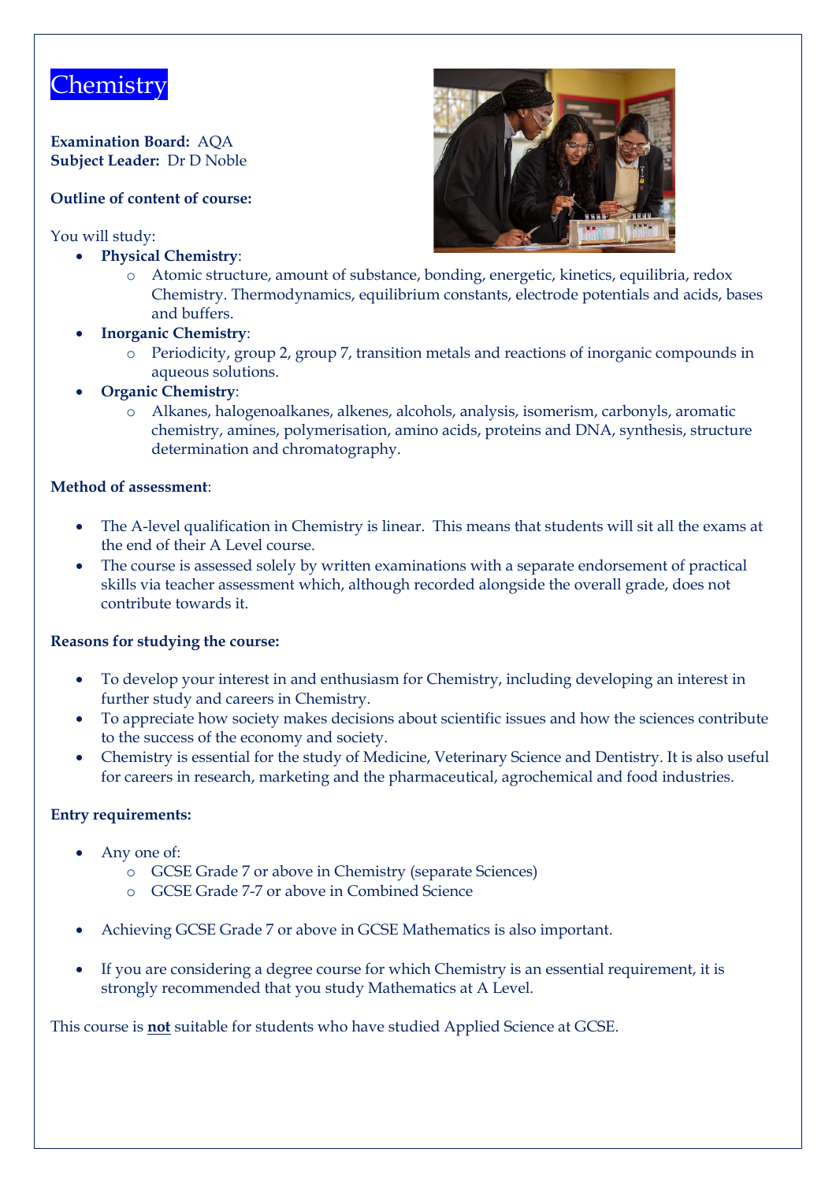# Chemistry

**Examination Board:** AQA
**Subject Leader:** Dr D Noble

**Outline of content of course:**

You will study:

- **Physical Chemistry**:
  - Atomic structure, amount of substance, bonding, energetic, kinetics, equilibria, redox Chemistry. Thermodynamics, equilibrium constants, electrode potentials and acids, bases and buffers.
- **Inorganic Chemistry**:
  - Periodicity, group 2, group 7, transition metals and reactions of inorganic compounds in aqueous solutions.
- **Organic Chemistry**:
  - Alkanes, halogenoalkanes, alkenes, alcohols, analysis, isomerism, carbonyls, aromatic chemistry, amines, polymerisation, amino acids, proteins and DNA, synthesis, structure determination and chromatography.

**Method of assessment**:

- The A-level qualification in Chemistry is linear. This means that students will sit all the exams at the end of their A Level course.
- The course is assessed solely by written examinations with a separate endorsement of practical skills via teacher assessment which, although recorded alongside the overall grade, does not contribute towards it.

**Reasons for studying the course:**

- To develop your interest in and enthusiasm for Chemistry, including developing an interest in further study and careers in Chemistry.
- To appreciate how society makes decisions about scientific issues and how the sciences contribute to the success of the economy and society.
- Chemistry is essential for the study of Medicine, Veterinary Science and Dentistry. It is also useful for careers in research, marketing and the pharmaceutical, agrochemical and food industries.

**Entry requirements:**

- Any one of:
  - GCSE Grade 7 or above in Chemistry (separate Sciences)
  - GCSE Grade 7-7 or above in Combined Science

- Achieving GCSE Grade 7 or above in GCSE Mathematics is also important.

- If you are considering a degree course for which Chemistry is an essential requirement, it is strongly recommended that you study Mathematics at A Level.

This course is **not** suitable for students who have studied Applied Science at GCSE.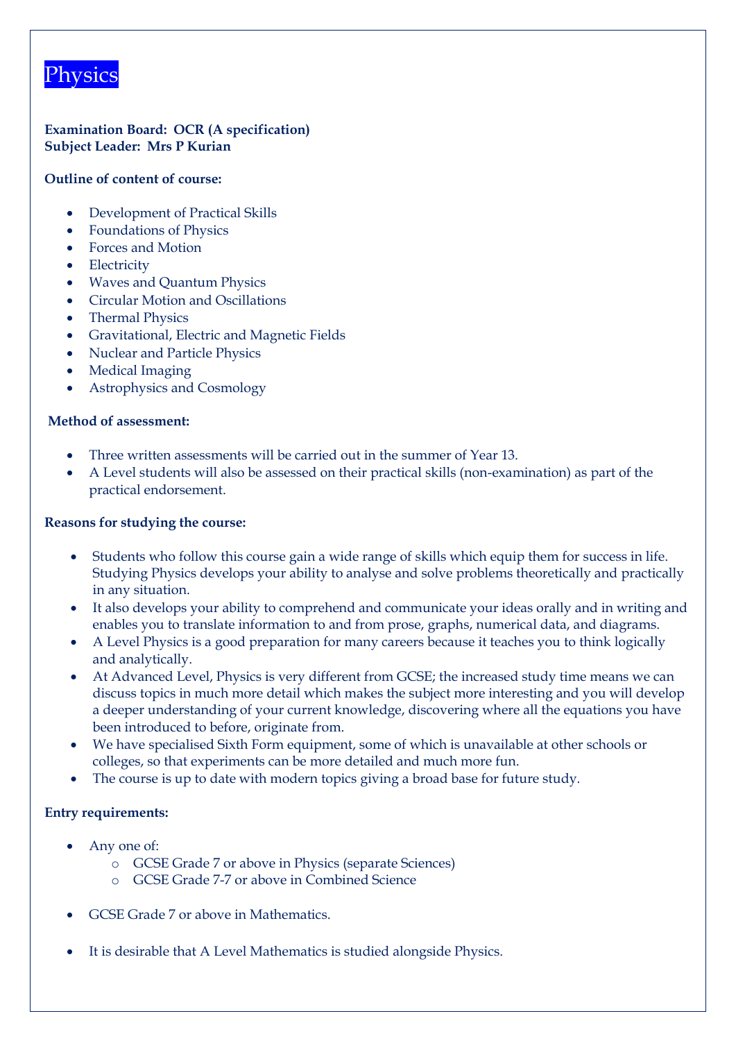# Physics

**Examination Board: OCR (A specification)**
**Subject Leader: Mrs P Kurian**

**Outline of content of course:**

- Development of Practical Skills
- Foundations of Physics
- Forces and Motion
- Electricity
- Waves and Quantum Physics
- Circular Motion and Oscillations
- Thermal Physics
- Gravitational, Electric and Magnetic Fields
- Nuclear and Particle Physics
- Medical Imaging
- Astrophysics and Cosmology

**Method of assessment:**

- Three written assessments will be carried out in the summer of Year 13.
- A Level students will also be assessed on their practical skills (non-examination) as part of the practical endorsement.

**Reasons for studying the course:**

- Students who follow this course gain a wide range of skills which equip them for success in life. Studying Physics develops your ability to analyse and solve problems theoretically and practically in any situation.
- It also develops your ability to comprehend and communicate your ideas orally and in writing and enables you to translate information to and from prose, graphs, numerical data, and diagrams.
- A Level Physics is a good preparation for many careers because it teaches you to think logically and analytically.
- At Advanced Level, Physics is very different from GCSE; the increased study time means we can discuss topics in much more detail which makes the subject more interesting and you will develop a deeper understanding of your current knowledge, discovering where all the equations you have been introduced to before, originate from.
- We have specialised Sixth Form equipment, some of which is unavailable at other schools or colleges, so that experiments can be more detailed and much more fun.
- The course is up to date with modern topics giving a broad base for future study.

**Entry requirements:**

- Any one of:
  - GCSE Grade 7 or above in Physics (separate Sciences)
  - GCSE Grade 7-7 or above in Combined Science
- GCSE Grade 7 or above in Mathematics.
- It is desirable that A Level Mathematics is studied alongside Physics.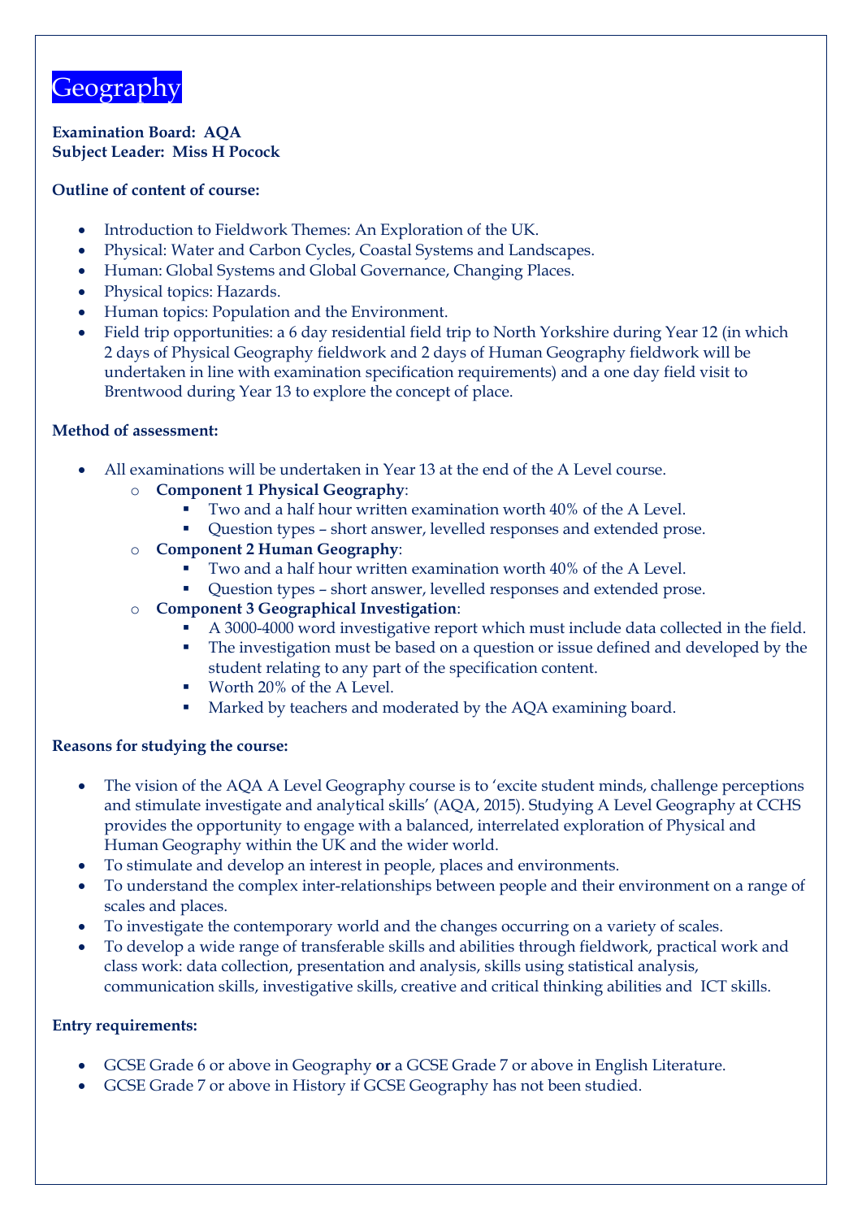# Geography

**Examination Board: AQA**
**Subject Leader: Miss H Pocock**

**Outline of content of course:**

- Introduction to Fieldwork Themes: An Exploration of the UK.
- Physical: Water and Carbon Cycles, Coastal Systems and Landscapes.
- Human: Global Systems and Global Governance, Changing Places.
- Physical topics: Hazards.
- Human topics: Population and the Environment.
- Field trip opportunities: a 6 day residential field trip to North Yorkshire during Year 12 (in which 2 days of Physical Geography fieldwork and 2 days of Human Geography fieldwork will be undertaken in line with examination specification requirements) and a one day field visit to Brentwood during Year 13 to explore the concept of place.

**Method of assessment:**

- All examinations will be undertaken in Year 13 at the end of the A Level course.
  - **Component 1 Physical Geography**:
    - Two and a half hour written examination worth 40% of the A Level.
    - Question types – short answer, levelled responses and extended prose.
  - **Component 2 Human Geography**:
    - Two and a half hour written examination worth 40% of the A Level.
    - Question types – short answer, levelled responses and extended prose.
  - **Component 3 Geographical Investigation**:
    - A 3000-4000 word investigative report which must include data collected in the field.
    - The investigation must be based on a question or issue defined and developed by the student relating to any part of the specification content.
    - Worth 20% of the A Level.
    - Marked by teachers and moderated by the AQA examining board.

**Reasons for studying the course:**

- The vision of the AQA A Level Geography course is to 'excite student minds, challenge perceptions and stimulate investigate and analytical skills' (AQA, 2015). Studying A Level Geography at CCHS provides the opportunity to engage with a balanced, interrelated exploration of Physical and Human Geography within the UK and the wider world.
- To stimulate and develop an interest in people, places and environments.
- To understand the complex inter-relationships between people and their environment on a range of scales and places.
- To investigate the contemporary world and the changes occurring on a variety of scales.
- To develop a wide range of transferable skills and abilities through fieldwork, practical work and class work: data collection, presentation and analysis, skills using statistical analysis, communication skills, investigative skills, creative and critical thinking abilities and ICT skills.

**Entry requirements:**

- GCSE Grade 6 or above in Geography **or** a GCSE Grade 7 or above in English Literature.
- GCSE Grade 7 or above in History if GCSE Geography has not been studied.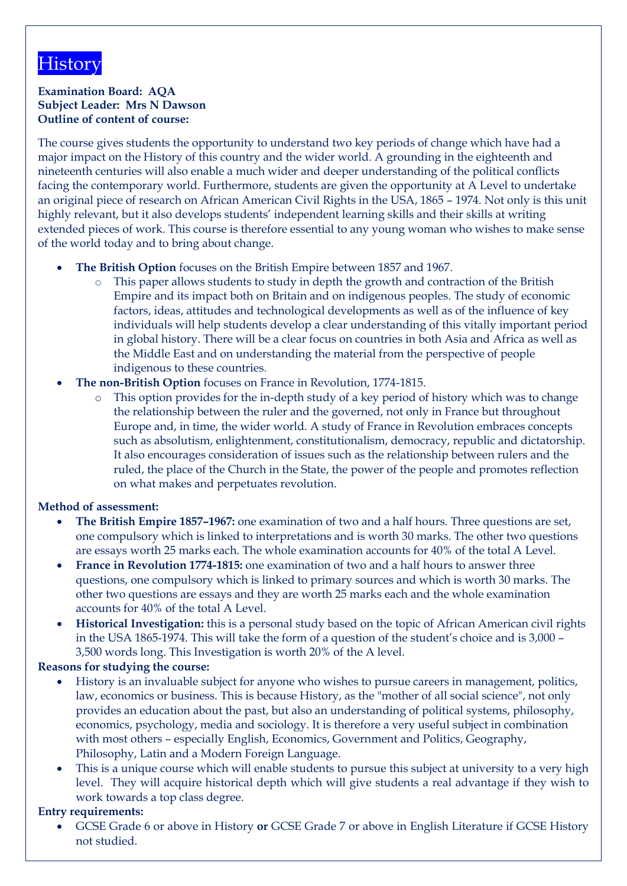# History

**Examination Board: AQA**
**Subject Leader: Mrs N Dawson**
**Outline of content of course:**

The course gives students the opportunity to understand two key periods of change which have had a major impact on the History of this country and the wider world. A grounding in the eighteenth and nineteenth centuries will also enable a much wider and deeper understanding of the political conflicts facing the contemporary world. Furthermore, students are given the opportunity at A Level to undertake an original piece of research on African American Civil Rights in the USA, 1865 – 1974. Not only is this unit highly relevant, but it also develops students' independent learning skills and their skills at writing extended pieces of work. This course is therefore essential to any young woman who wishes to make sense of the world today and to bring about change.

- **The British Option** focuses on the British Empire between 1857 and 1967.
    - This paper allows students to study in depth the growth and contraction of the British Empire and its impact both on Britain and on indigenous peoples. The study of economic factors, ideas, attitudes and technological developments as well as of the influence of key individuals will help students develop a clear understanding of this vitally important period in global history. There will be a clear focus on countries in both Asia and Africa as well as the Middle East and on understanding the material from the perspective of people indigenous to these countries.
- **The non-British Option** focuses on France in Revolution, 1774-1815.
    - This option provides for the in-depth study of a key period of history which was to change the relationship between the ruler and the governed, not only in France but throughout Europe and, in time, the wider world. A study of France in Revolution embraces concepts such as absolutism, enlightenment, constitutionalism, democracy, republic and dictatorship. It also encourages consideration of issues such as the relationship between rulers and the ruled, the place of the Church in the State, the power of the people and promotes reflection on what makes and perpetuates revolution.

**Method of assessment:**

- **The British Empire 1857–1967:** one examination of two and a half hours. Three questions are set, one compulsory which is linked to interpretations and is worth 30 marks. The other two questions are essays worth 25 marks each. The whole examination accounts for 40% of the total A Level.
- **France in Revolution 1774-1815:** one examination of two and a half hours to answer three questions, one compulsory which is linked to primary sources and which is worth 30 marks. The other two questions are essays and they are worth 25 marks each and the whole examination accounts for 40% of the total A Level.
- **Historical Investigation:** this is a personal study based on the topic of African American civil rights in the USA 1865-1974. This will take the form of a question of the student's choice and is 3,000 – 3,500 words long. This Investigation is worth 20% of the A level.

**Reasons for studying the course:**

- History is an invaluable subject for anyone who wishes to pursue careers in management, politics, law, economics or business. This is because History, as the "mother of all social science", not only provides an education about the past, but also an understanding of political systems, philosophy, economics, psychology, media and sociology. It is therefore a very useful subject in combination with most others – especially English, Economics, Government and Politics, Geography, Philosophy, Latin and a Modern Foreign Language.
- This is a unique course which will enable students to pursue this subject at university to a very high level. They will acquire historical depth which will give students a real advantage if they wish to work towards a top class degree.

**Entry requirements:**

- GCSE Grade 6 or above in History **or** GCSE Grade 7 or above in English Literature if GCSE History not studied.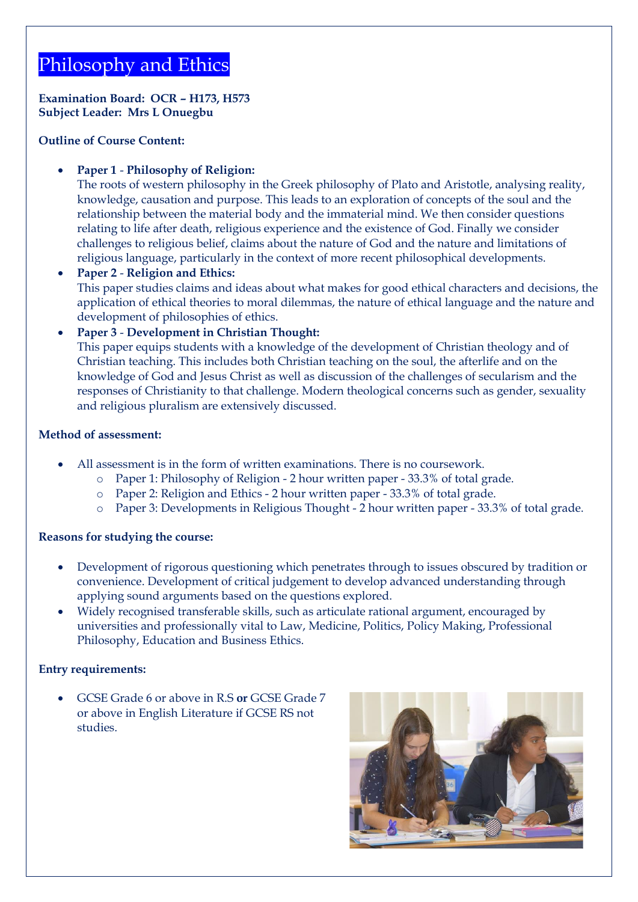# Philosophy and Ethics

**Examination Board: OCR – H173, H573**
**Subject Leader: Mrs L Onuegbu**

**Outline of Course Content:**

- **Paper 1** - **Philosophy of Religion:**
  The roots of western philosophy in the Greek philosophy of Plato and Aristotle, analysing reality, knowledge, causation and purpose. This leads to an exploration of concepts of the soul and the relationship between the material body and the immaterial mind. We then consider questions relating to life after death, religious experience and the existence of God. Finally we consider challenges to religious belief, claims about the nature of God and the nature and limitations of religious language, particularly in the context of more recent philosophical developments.
- **Paper 2** - **Religion and Ethics:**
  This paper studies claims and ideas about what makes for good ethical characters and decisions, the application of ethical theories to moral dilemmas, the nature of ethical language and the nature and development of philosophies of ethics.
- **Paper 3** - **Development in Christian Thought:**
  This paper equips students with a knowledge of the development of Christian theology and of Christian teaching. This includes both Christian teaching on the soul, the afterlife and on the knowledge of God and Jesus Christ as well as discussion of the challenges of secularism and the responses of Christianity to that challenge. Modern theological concerns such as gender, sexuality and religious pluralism are extensively discussed.

**Method of assessment:**

- All assessment is in the form of written examinations. There is no coursework.
  - Paper 1: Philosophy of Religion - 2 hour written paper - 33.3% of total grade.
  - Paper 2: Religion and Ethics - 2 hour written paper - 33.3% of total grade.
  - Paper 3: Developments in Religious Thought - 2 hour written paper - 33.3% of total grade.

**Reasons for studying the course:**

- Development of rigorous questioning which penetrates through to issues obscured by tradition or convenience. Development of critical judgement to develop advanced understanding through applying sound arguments based on the questions explored.
- Widely recognised transferable skills, such as articulate rational argument, encouraged by universities and professionally vital to Law, Medicine, Politics, Policy Making, Professional Philosophy, Education and Business Ethics.

**Entry requirements:**

- GCSE Grade 6 or above in R.S **or** GCSE Grade 7 or above in English Literature if GCSE RS not studies.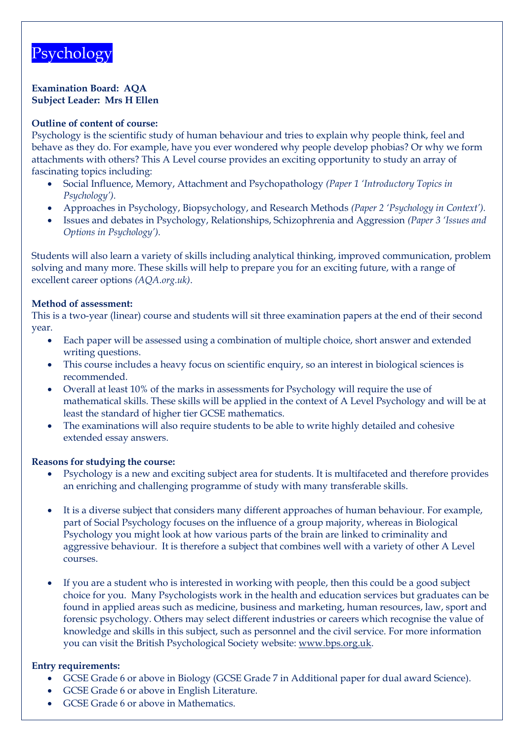# Psychology

**Examination Board: AQA**
**Subject Leader: Mrs H Ellen**

**Outline of content of course:**

Psychology is the scientific study of human behaviour and tries to explain why people think, feel and behave as they do. For example, have you ever wondered why people develop phobias? Or why we form attachments with others? This A Level course provides an exciting opportunity to study an array of fascinating topics including:

- Social Influence, Memory, Attachment and Psychopathology *(Paper 1 'Introductory Topics in Psychology').*
- Approaches in Psychology, Biopsychology, and Research Methods *(Paper 2 'Psychology in Context').*
- Issues and debates in Psychology, Relationships, Schizophrenia and Aggression *(Paper 3 'Issues and Options in Psychology').*

Students will also learn a variety of skills including analytical thinking, improved communication, problem solving and many more. These skills will help to prepare you for an exciting future, with a range of excellent career options *(AQA.org.uk)*.

**Method of assessment:**

This is a two-year (linear) course and students will sit three examination papers at the end of their second year.

- Each paper will be assessed using a combination of multiple choice, short answer and extended writing questions.
- This course includes a heavy focus on scientific enquiry, so an interest in biological sciences is recommended.
- Overall at least 10% of the marks in assessments for Psychology will require the use of mathematical skills. These skills will be applied in the context of A Level Psychology and will be at least the standard of higher tier GCSE mathematics.
- The examinations will also require students to be able to write highly detailed and cohesive extended essay answers.

**Reasons for studying the course:**

- Psychology is a new and exciting subject area for students. It is multifaceted and therefore provides an enriching and challenging programme of study with many transferable skills.

- It is a diverse subject that considers many different approaches of human behaviour. For example, part of Social Psychology focuses on the influence of a group majority, whereas in Biological Psychology you might look at how various parts of the brain are linked to criminality and aggressive behaviour. It is therefore a subject that combines well with a variety of other A Level courses.

- If you are a student who is interested in working with people, then this could be a good subject choice for you. Many Psychologists work in the health and education services but graduates can be found in applied areas such as medicine, business and marketing, human resources, law, sport and forensic psychology. Others may select different industries or careers which recognise the value of knowledge and skills in this subject, such as personnel and the civil service. For more information you can visit the British Psychological Society website: www.bps.org.uk.

**Entry requirements:**

- GCSE Grade 6 or above in Biology (GCSE Grade 7 in Additional paper for dual award Science).
- GCSE Grade 6 or above in English Literature.
- GCSE Grade 6 or above in Mathematics.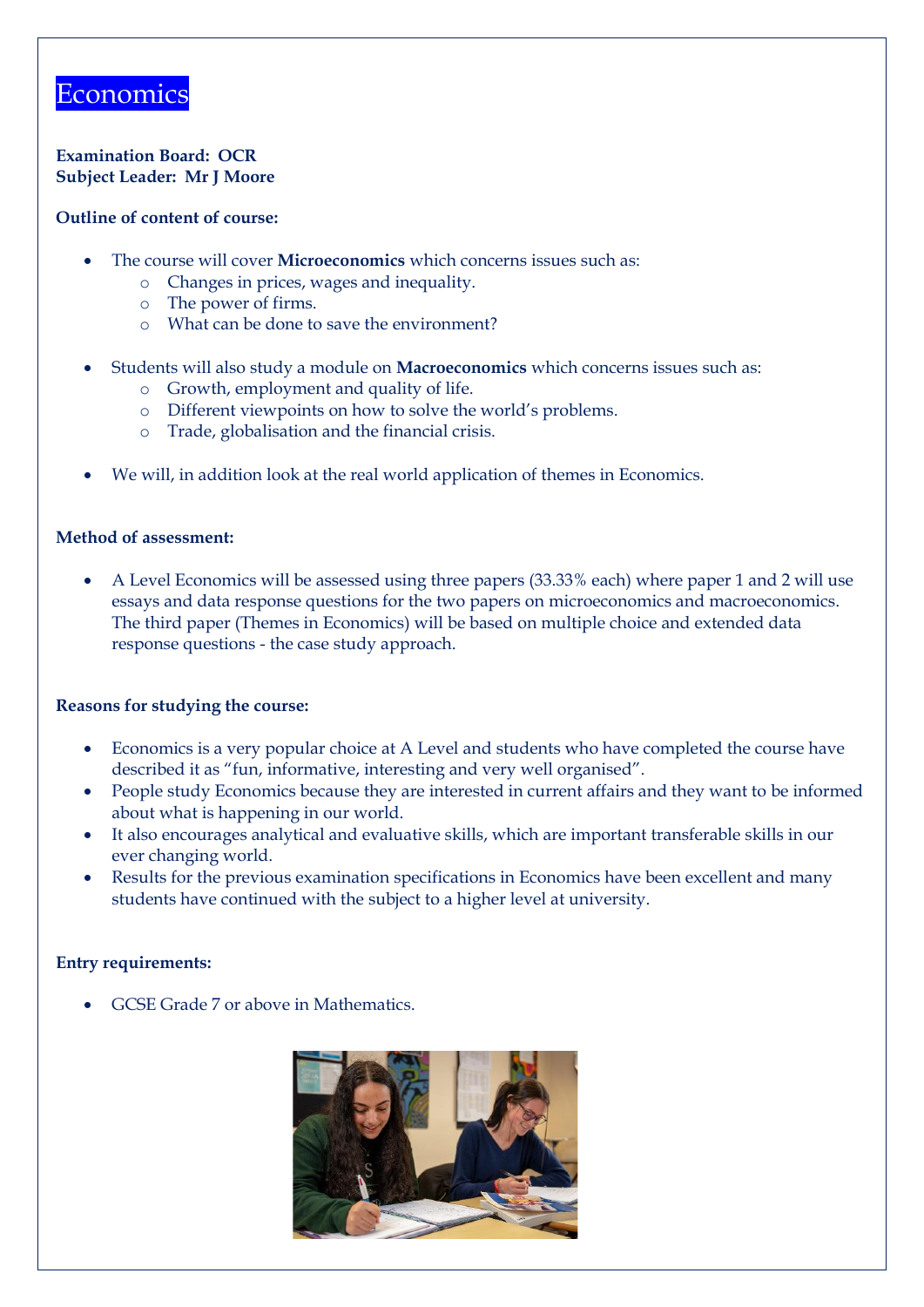# Economics

**Examination Board: OCR**
**Subject Leader: Mr J Moore**

**Outline of content of course:**

- The course will cover **Microeconomics** which concerns issues such as:
  - Changes in prices, wages and inequality.
  - The power of firms.
  - What can be done to save the environment?
- Students will also study a module on **Macroeconomics** which concerns issues such as:
  - Growth, employment and quality of life.
  - Different viewpoints on how to solve the world's problems.
  - Trade, globalisation and the financial crisis.
- We will, in addition look at the real world application of themes in Economics.

**Method of assessment:**

- A Level Economics will be assessed using three papers (33.33% each) where paper 1 and 2 will use essays and data response questions for the two papers on microeconomics and macroeconomics. The third paper (Themes in Economics) will be based on multiple choice and extended data response questions - the case study approach.

**Reasons for studying the course:**

- Economics is a very popular choice at A Level and students who have completed the course have described it as "fun, informative, interesting and very well organised".
- People study Economics because they are interested in current affairs and they want to be informed about what is happening in our world.
- It also encourages analytical and evaluative skills, which are important transferable skills in our ever changing world.
- Results for the previous examination specifications in Economics have been excellent and many students have continued with the subject to a higher level at university.

**Entry requirements:**

- GCSE Grade 7 or above in Mathematics.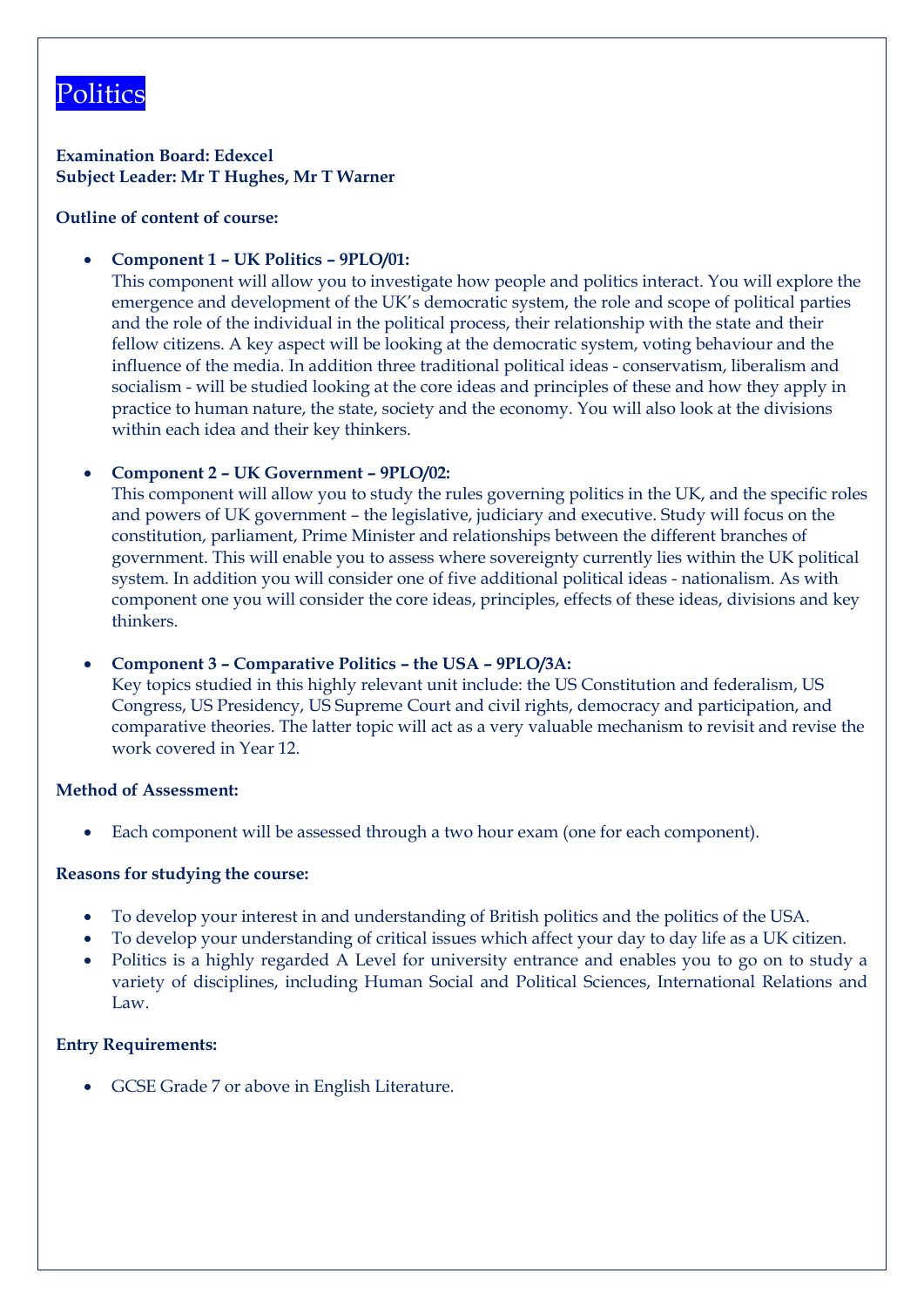# Politics

**Examination Board: Edexcel**
**Subject Leader: Mr T Hughes, Mr T Warner**

**Outline of content of course:**

- **Component 1 – UK Politics – 9PLO/01:**
  This component will allow you to investigate how people and politics interact. You will explore the emergence and development of the UK's democratic system, the role and scope of political parties and the role of the individual in the political process, their relationship with the state and their fellow citizens. A key aspect will be looking at the democratic system, voting behaviour and the influence of the media. In addition three traditional political ideas - conservatism, liberalism and socialism - will be studied looking at the core ideas and principles of these and how they apply in practice to human nature, the state, society and the economy. You will also look at the divisions within each idea and their key thinkers.

- **Component 2 – UK Government – 9PLO/02:**
  This component will allow you to study the rules governing politics in the UK, and the specific roles and powers of UK government – the legislative, judiciary and executive. Study will focus on the constitution, parliament, Prime Minister and relationships between the different branches of government. This will enable you to assess where sovereignty currently lies within the UK political system. In addition you will consider one of five additional political ideas - nationalism. As with component one you will consider the core ideas, principles, effects of these ideas, divisions and key thinkers.

- **Component 3 – Comparative Politics – the USA – 9PLO/3A:**
  Key topics studied in this highly relevant unit include: the US Constitution and federalism, US Congress, US Presidency, US Supreme Court and civil rights, democracy and participation, and comparative theories. The latter topic will act as a very valuable mechanism to revisit and revise the work covered in Year 12.

**Method of Assessment:**

- Each component will be assessed through a two hour exam (one for each component).

**Reasons for studying the course:**

- To develop your interest in and understanding of British politics and the politics of the USA.
- To develop your understanding of critical issues which affect your day to day life as a UK citizen.
- Politics is a highly regarded A Level for university entrance and enables you to go on to study a variety of disciplines, including Human Social and Political Sciences, International Relations and Law.

**Entry Requirements:**

- GCSE Grade 7 or above in English Literature.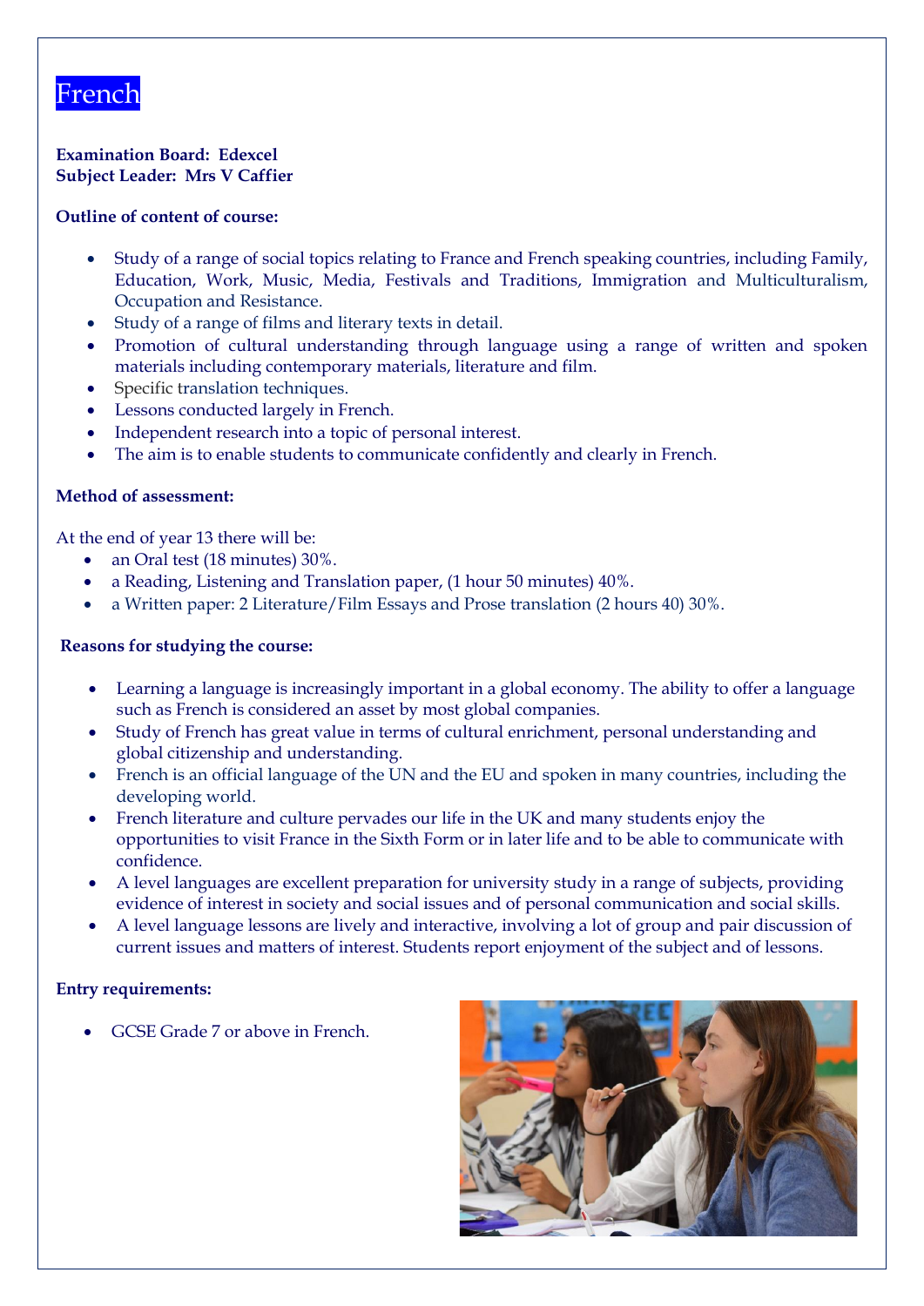# French

**Examination Board: Edexcel**
**Subject Leader: Mrs V Caffier**

**Outline of content of course:**

- Study of a range of social topics relating to France and French speaking countries, including Family, Education, Work, Music, Media, Festivals and Traditions, Immigration and Multiculturalism, Occupation and Resistance.
- Study of a range of films and literary texts in detail.
- Promotion of cultural understanding through language using a range of written and spoken materials including contemporary materials, literature and film.
- Specific translation techniques.
- Lessons conducted largely in French.
- Independent research into a topic of personal interest.
- The aim is to enable students to communicate confidently and clearly in French.

**Method of assessment:**

At the end of year 13 there will be:

- an Oral test (18 minutes) 30%.
- a Reading, Listening and Translation paper, (1 hour 50 minutes) 40%.
- a Written paper: 2 Literature/Film Essays and Prose translation (2 hours 40) 30%.

**Reasons for studying the course:**

- Learning a language is increasingly important in a global economy. The ability to offer a language such as French is considered an asset by most global companies.
- Study of French has great value in terms of cultural enrichment, personal understanding and global citizenship and understanding.
- French is an official language of the UN and the EU and spoken in many countries, including the developing world.
- French literature and culture pervades our life in the UK and many students enjoy the opportunities to visit France in the Sixth Form or in later life and to be able to communicate with confidence.
- A level languages are excellent preparation for university study in a range of subjects, providing evidence of interest in society and social issues and of personal communication and social skills.
- A level language lessons are lively and interactive, involving a lot of group and pair discussion of current issues and matters of interest. Students report enjoyment of the subject and of lessons.

**Entry requirements:**

- GCSE Grade 7 or above in French.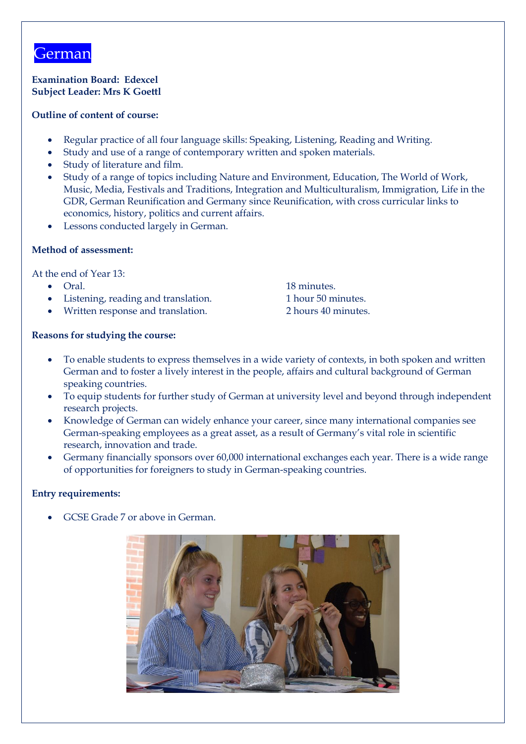# German

**Examination Board: Edexcel**
**Subject Leader: Mrs K Goettl**

**Outline of content of course:**

- Regular practice of all four language skills: Speaking, Listening, Reading and Writing.
- Study and use of a range of contemporary written and spoken materials.
- Study of literature and film.
- Study of a range of topics including Nature and Environment, Education, The World of Work, Music, Media, Festivals and Traditions, Integration and Multiculturalism, Immigration, Life in the GDR, German Reunification and Germany since Reunification, with cross curricular links to economics, history, politics and current affairs.
- Lessons conducted largely in German.

**Method of assessment:**

At the end of Year 13:

- Oral. 18 minutes.
- Listening, reading and translation. 1 hour 50 minutes.
- Written response and translation. 2 hours 40 minutes.

**Reasons for studying the course:**

- To enable students to express themselves in a wide variety of contexts, in both spoken and written German and to foster a lively interest in the people, affairs and cultural background of German speaking countries.
- To equip students for further study of German at university level and beyond through independent research projects.
- Knowledge of German can widely enhance your career, since many international companies see German-speaking employees as a great asset, as a result of Germany's vital role in scientific research, innovation and trade.
- Germany financially sponsors over 60,000 international exchanges each year. There is a wide range of opportunities for foreigners to study in German-speaking countries.

**Entry requirements:**

- GCSE Grade 7 or above in German.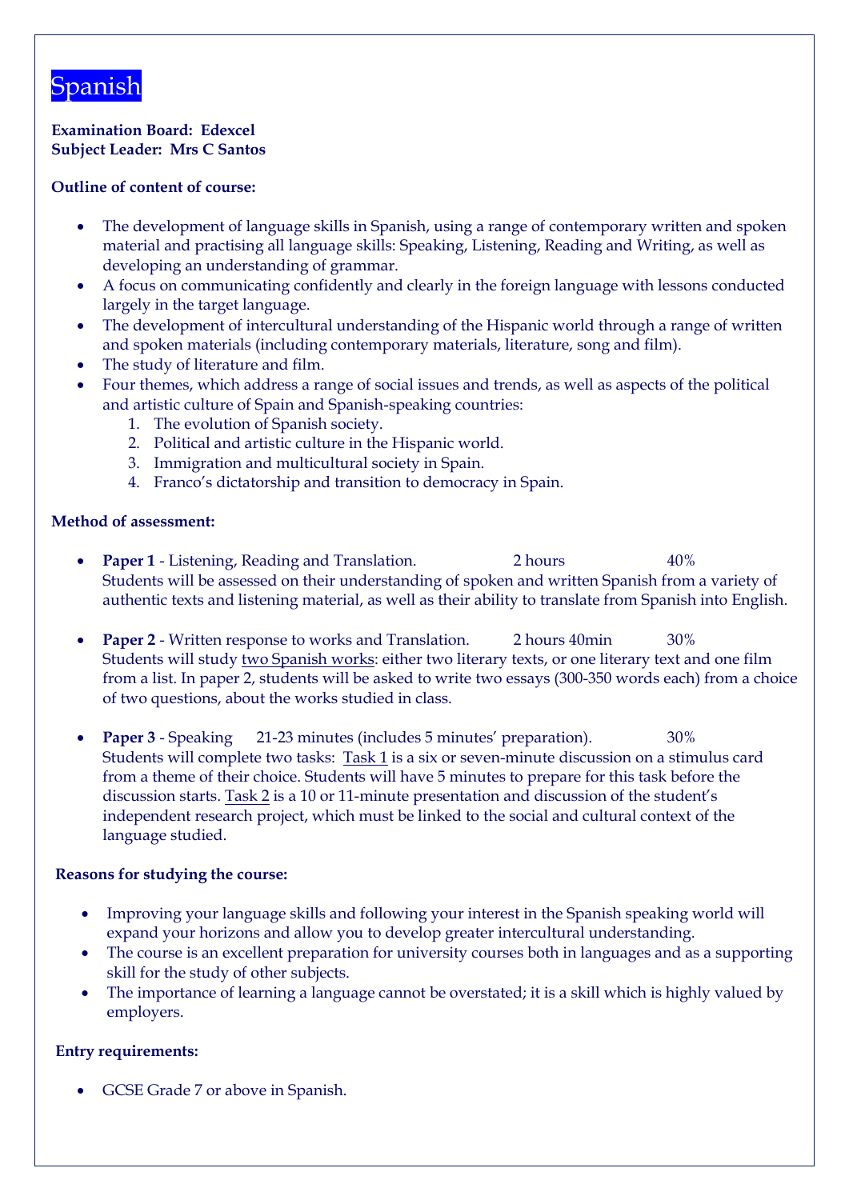# Spanish

**Examination Board: Edexcel**
**Subject Leader: Mrs C Santos**

**Outline of content of course:**

- The development of language skills in Spanish, using a range of contemporary written and spoken material and practising all language skills: Speaking, Listening, Reading and Writing, as well as developing an understanding of grammar.
- A focus on communicating confidently and clearly in the foreign language with lessons conducted largely in the target language.
- The development of intercultural understanding of the Hispanic world through a range of written and spoken materials (including contemporary materials, literature, song and film).
- The study of literature and film.
- Four themes, which address a range of social issues and trends, as well as aspects of the political and artistic culture of Spain and Spanish-speaking countries:
    1. The evolution of Spanish society.
    2. Political and artistic culture in the Hispanic world.
    3. Immigration and multicultural society in Spain.
    4. Franco's dictatorship and transition to democracy in Spain.

**Method of assessment:**

- **Paper 1** - Listening, Reading and Translation. 2 hours 40%
  Students will be assessed on their understanding of spoken and written Spanish from a variety of authentic texts and listening material, as well as their ability to translate from Spanish into English.

- **Paper 2** - Written response to works and Translation. 2 hours 40min 30%
  Students will study two Spanish works: either two literary texts, or one literary text and one film from a list. In paper 2, students will be asked to write two essays (300-350 words each) from a choice of two questions, about the works studied in class.

- **Paper 3** - Speaking 21-23 minutes (includes 5 minutes' preparation). 30%
  Students will complete two tasks: Task 1 is a six or seven-minute discussion on a stimulus card from a theme of their choice. Students will have 5 minutes to prepare for this task before the discussion starts. Task 2 is a 10 or 11-minute presentation and discussion of the student's independent research project, which must be linked to the social and cultural context of the language studied.

**Reasons for studying the course:**

- Improving your language skills and following your interest in the Spanish speaking world will expand your horizons and allow you to develop greater intercultural understanding.
- The course is an excellent preparation for university courses both in languages and as a supporting skill for the study of other subjects.
- The importance of learning a language cannot be overstated; it is a skill which is highly valued by employers.

**Entry requirements:**

- GCSE Grade 7 or above in Spanish.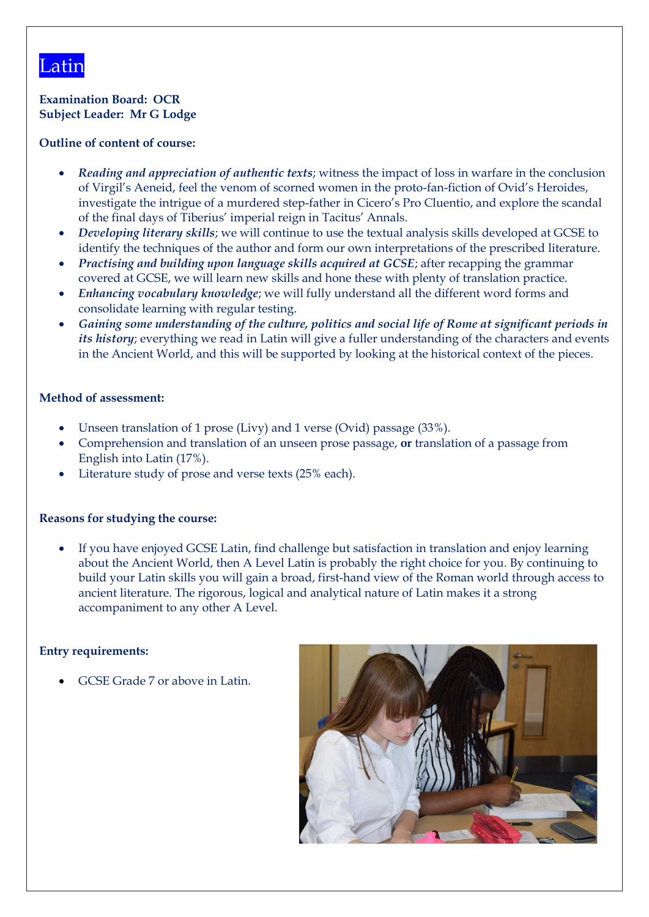# Latin

**Examination Board: OCR**
**Subject Leader: Mr G Lodge**

**Outline of content of course:**

- ***Reading and appreciation of authentic texts***; witness the impact of loss in warfare in the conclusion of Virgil's Aeneid, feel the venom of scorned women in the proto-fan-fiction of Ovid's Heroides, investigate the intrigue of a murdered step-father in Cicero's Pro Cluentio, and explore the scandal of the final days of Tiberius' imperial reign in Tacitus' Annals.
- ***Developing literary skills***; we will continue to use the textual analysis skills developed at GCSE to identify the techniques of the author and form our own interpretations of the prescribed literature.
- ***Practising and building upon language skills acquired at GCSE***; after recapping the grammar covered at GCSE, we will learn new skills and hone these with plenty of translation practice.
- ***Enhancing vocabulary knowledge***; we will fully understand all the different word forms and consolidate learning with regular testing.
- ***Gaining some understanding of the culture, politics and social life of Rome at significant periods in its history***; everything we read in Latin will give a fuller understanding of the characters and events in the Ancient World, and this will be supported by looking at the historical context of the pieces.

**Method of assessment:**

- Unseen translation of 1 prose (Livy) and 1 verse (Ovid) passage (33%).
- Comprehension and translation of an unseen prose passage, **or** translation of a passage from English into Latin (17%).
- Literature study of prose and verse texts (25% each).

**Reasons for studying the course:**

- If you have enjoyed GCSE Latin, find challenge but satisfaction in translation and enjoy learning about the Ancient World, then A Level Latin is probably the right choice for you. By continuing to build your Latin skills you will gain a broad, first-hand view of the Roman world through access to ancient literature. The rigorous, logical and analytical nature of Latin makes it a strong accompaniment to any other A Level.

**Entry requirements:**

- GCSE Grade 7 or above in Latin.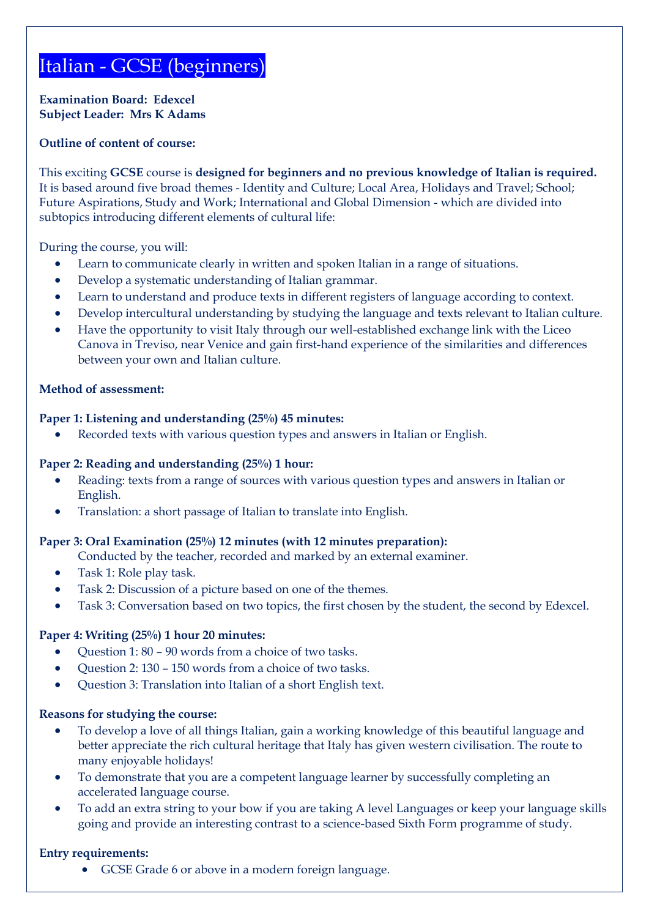# Italian - GCSE (beginners)

**Examination Board: Edexcel**
**Subject Leader: Mrs K Adams**

**Outline of content of course:**

This exciting **GCSE** course is **designed for beginners and no previous knowledge of Italian is required.** It is based around five broad themes - Identity and Culture; Local Area, Holidays and Travel; School; Future Aspirations, Study and Work; International and Global Dimension - which are divided into subtopics introducing different elements of cultural life:

During the course, you will:

- Learn to communicate clearly in written and spoken Italian in a range of situations.
- Develop a systematic understanding of Italian grammar.
- Learn to understand and produce texts in different registers of language according to context.
- Develop intercultural understanding by studying the language and texts relevant to Italian culture.
- Have the opportunity to visit Italy through our well-established exchange link with the Liceo Canova in Treviso, near Venice and gain first-hand experience of the similarities and differences between your own and Italian culture.

**Method of assessment:**

**Paper 1: Listening and understanding (25%) 45 minutes:**

- Recorded texts with various question types and answers in Italian or English.

**Paper 2: Reading and understanding (25%) 1 hour:**

- Reading: texts from a range of sources with various question types and answers in Italian or English.
- Translation: a short passage of Italian to translate into English.

**Paper 3: Oral Examination (25%) 12 minutes (with 12 minutes preparation):**

Conducted by the teacher, recorded and marked by an external examiner.

- Task 1: Role play task.
- Task 2: Discussion of a picture based on one of the themes.
- Task 3: Conversation based on two topics, the first chosen by the student, the second by Edexcel.

**Paper 4: Writing (25%) 1 hour 20 minutes:**

- Question 1: 80 – 90 words from a choice of two tasks.
- Question 2: 130 – 150 words from a choice of two tasks.
- Question 3: Translation into Italian of a short English text.

**Reasons for studying the course:**

- To develop a love of all things Italian, gain a working knowledge of this beautiful language and better appreciate the rich cultural heritage that Italy has given western civilisation. The route to many enjoyable holidays!
- To demonstrate that you are a competent language learner by successfully completing an accelerated language course.
- To add an extra string to your bow if you are taking A level Languages or keep your language skills going and provide an interesting contrast to a science-based Sixth Form programme of study.

**Entry requirements:**

- GCSE Grade 6 or above in a modern foreign language.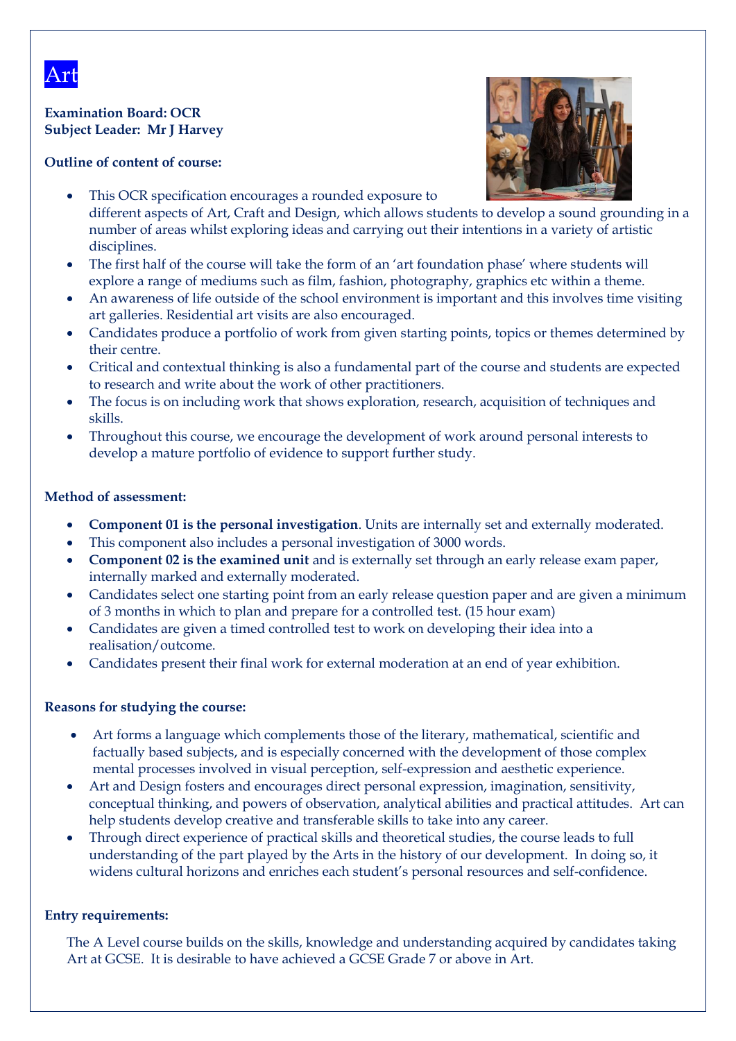# Art

**Examination Board: OCR**
**Subject Leader: Mr J Harvey**

**Outline of content of course:**

- This OCR specification encourages a rounded exposure to different aspects of Art, Craft and Design, which allows students to develop a sound grounding in a number of areas whilst exploring ideas and carrying out their intentions in a variety of artistic disciplines.
- The first half of the course will take the form of an 'art foundation phase' where students will explore a range of mediums such as film, fashion, photography, graphics etc within a theme.
- An awareness of life outside of the school environment is important and this involves time visiting art galleries. Residential art visits are also encouraged.
- Candidates produce a portfolio of work from given starting points, topics or themes determined by their centre.
- Critical and contextual thinking is also a fundamental part of the course and students are expected to research and write about the work of other practitioners.
- The focus is on including work that shows exploration, research, acquisition of techniques and skills.
- Throughout this course, we encourage the development of work around personal interests to develop a mature portfolio of evidence to support further study.

**Method of assessment:**

- **Component 01 is the personal investigation**. Units are internally set and externally moderated.
- This component also includes a personal investigation of 3000 words.
- **Component 02 is the examined unit** and is externally set through an early release exam paper, internally marked and externally moderated.
- Candidates select one starting point from an early release question paper and are given a minimum of 3 months in which to plan and prepare for a controlled test. (15 hour exam)
- Candidates are given a timed controlled test to work on developing their idea into a realisation/outcome.
- Candidates present their final work for external moderation at an end of year exhibition.

**Reasons for studying the course:**

- Art forms a language which complements those of the literary, mathematical, scientific and factually based subjects, and is especially concerned with the development of those complex mental processes involved in visual perception, self-expression and aesthetic experience.
- Art and Design fosters and encourages direct personal expression, imagination, sensitivity, conceptual thinking, and powers of observation, analytical abilities and practical attitudes. Art can help students develop creative and transferable skills to take into any career.
- Through direct experience of practical skills and theoretical studies, the course leads to full understanding of the part played by the Arts in the history of our development. In doing so, it widens cultural horizons and enriches each student's personal resources and self-confidence.

**Entry requirements:**

The A Level course builds on the skills, knowledge and understanding acquired by candidates taking Art at GCSE. It is desirable to have achieved a GCSE Grade 7 or above in Art.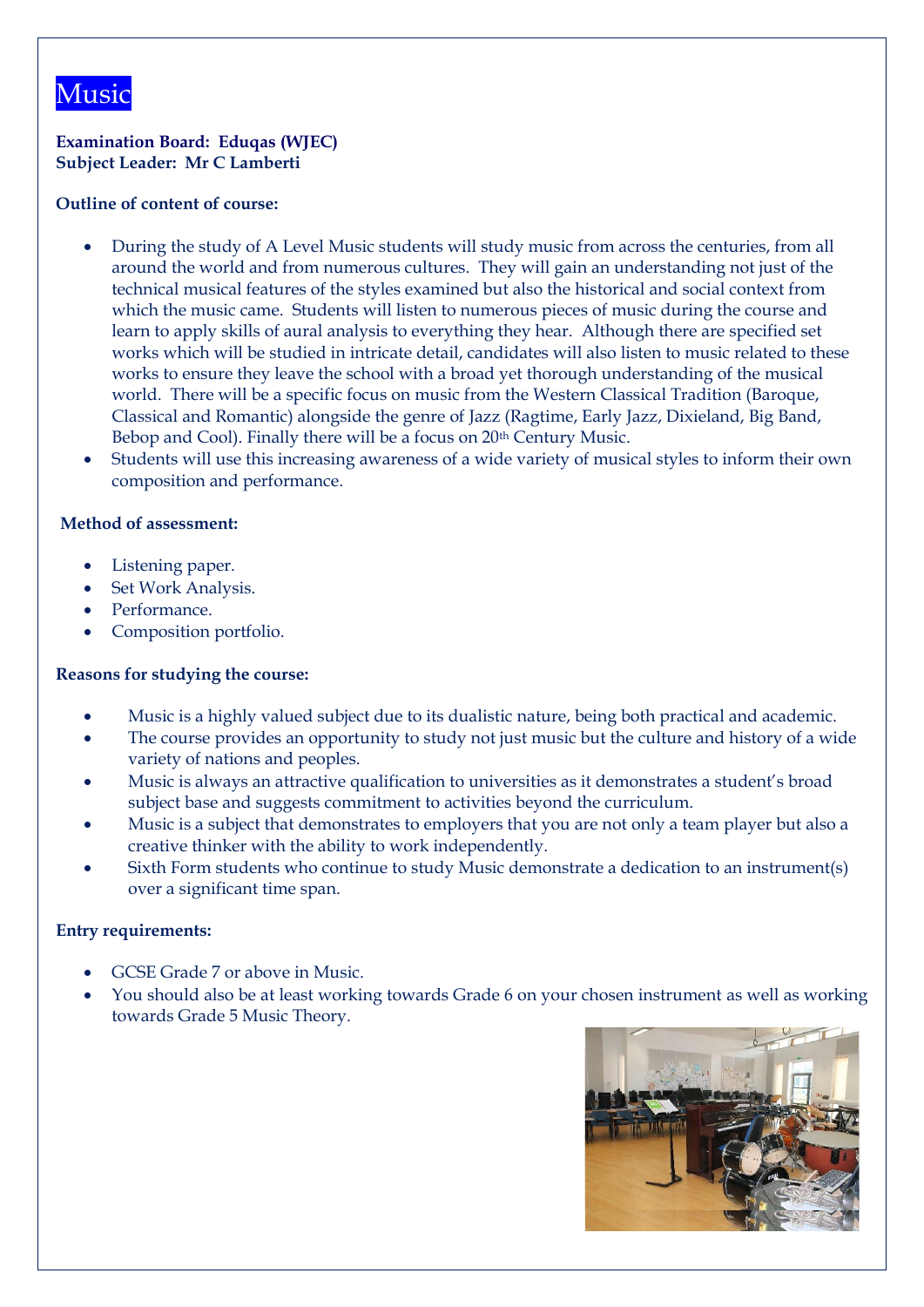# Music

**Examination Board: Eduqas (WJEC)**
**Subject Leader: Mr C Lamberti**

**Outline of content of course:**

- During the study of A Level Music students will study music from across the centuries, from all around the world and from numerous cultures. They will gain an understanding not just of the technical musical features of the styles examined but also the historical and social context from which the music came. Students will listen to numerous pieces of music during the course and learn to apply skills of aural analysis to everything they hear. Although there are specified set works which will be studied in intricate detail, candidates will also listen to music related to these works to ensure they leave the school with a broad yet thorough understanding of the musical world. There will be a specific focus on music from the Western Classical Tradition (Baroque, Classical and Romantic) alongside the genre of Jazz (Ragtime, Early Jazz, Dixieland, Big Band, Bebop and Cool). Finally there will be a focus on 20th Century Music.
- Students will use this increasing awareness of a wide variety of musical styles to inform their own composition and performance.

**Method of assessment:**

- Listening paper.
- Set Work Analysis.
- Performance.
- Composition portfolio.

**Reasons for studying the course:**

- Music is a highly valued subject due to its dualistic nature, being both practical and academic.
- The course provides an opportunity to study not just music but the culture and history of a wide variety of nations and peoples.
- Music is always an attractive qualification to universities as it demonstrates a student's broad subject base and suggests commitment to activities beyond the curriculum.
- Music is a subject that demonstrates to employers that you are not only a team player but also a creative thinker with the ability to work independently.
- Sixth Form students who continue to study Music demonstrate a dedication to an instrument(s) over a significant time span.

**Entry requirements:**

- GCSE Grade 7 or above in Music.
- You should also be at least working towards Grade 6 on your chosen instrument as well as working towards Grade 5 Music Theory.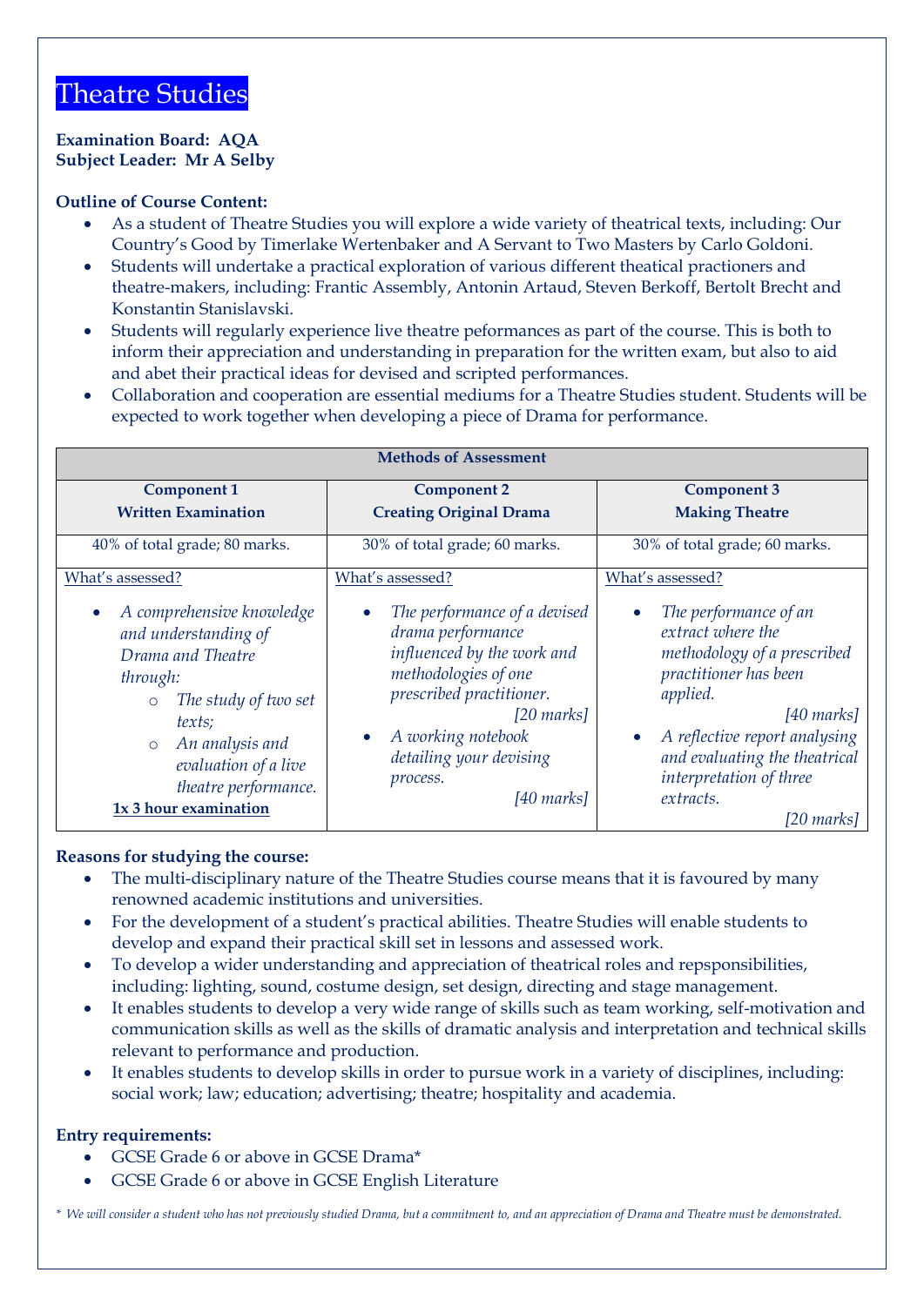# Theatre Studies

**Examination Board: AQA**
**Subject Leader: Mr A Selby**

**Outline of Course Content:**

- As a student of Theatre Studies you will explore a wide variety of theatrical texts, including: Our Country's Good by Timerlake Wertenbaker and A Servant to Two Masters by Carlo Goldoni.
- Students will undertake a practical exploration of various different theatical practioners and theatre-makers, including: Frantic Assembly, Antonin Artaud, Steven Berkoff, Bertolt Brecht and Konstantin Stanislavski.
- Students will regularly experience live theatre peformances as part of the course. This is both to inform their appreciation and understanding in preparation for the written exam, but also to aid and abet their practical ideas for devised and scripted performances.
- Collaboration and cooperation are essential mediums for a Theatre Studies student. Students will be expected to work together when developing a piece of Drama for performance.

| Methods of Assessment | | |
|---|---|---|
| **Component 1**<br>**Written Examination** | **Component 2**<br>**Creating Original Drama** | **Component 3**<br>**Making Theatre** |
| 40% of total grade; 80 marks. | 30% of total grade; 60 marks. | 30% of total grade; 60 marks. |
| What's assessed?<br>• *A comprehensive knowledge and understanding of Drama and Theatre through:*<br>  ○ *The study of two set texts;*<br>  ○ *An analysis and evaluation of a live theatre performance.*<br>**1x 3 hour examination** | What's assessed?<br>• *The performance of a devised drama performance influenced by the work and methodologies of one prescribed practitioner.* *[20 marks]*<br>• *A working notebook detailing your devising process.* *[40 marks]* | What's assessed?<br>• *The performance of an extract where the methodology of a prescribed practitioner has been applied.* *[40 marks]*<br>• *A reflective report analysing and evaluating the theatrical interpretation of three extracts.* *[20 marks]* |

**Reasons for studying the course:**

- The multi-disciplinary nature of the Theatre Studies course means that it is favoured by many renowned academic institutions and universities.
- For the development of a student's practical abilities. Theatre Studies will enable students to develop and expand their practical skill set in lessons and assessed work.
- To develop a wider understanding and appreciation of theatrical roles and repsponsibilities, including: lighting, sound, costume design, set design, directing and stage management.
- It enables students to develop a very wide range of skills such as team working, self-motivation and communication skills as well as the skills of dramatic analysis and interpretation and technical skills relevant to performance and production.
- It enables students to develop skills in order to pursue work in a variety of disciplines, including: social work; law; education; advertising; theatre; hospitality and academia.

**Entry requirements:**

- GCSE Grade 6 or above in GCSE Drama*
- GCSE Grade 6 or above in GCSE English Literature

*\* We will consider a student who has not previously studied Drama, but a commitment to, and an appreciation of Drama and Theatre must be demonstrated.*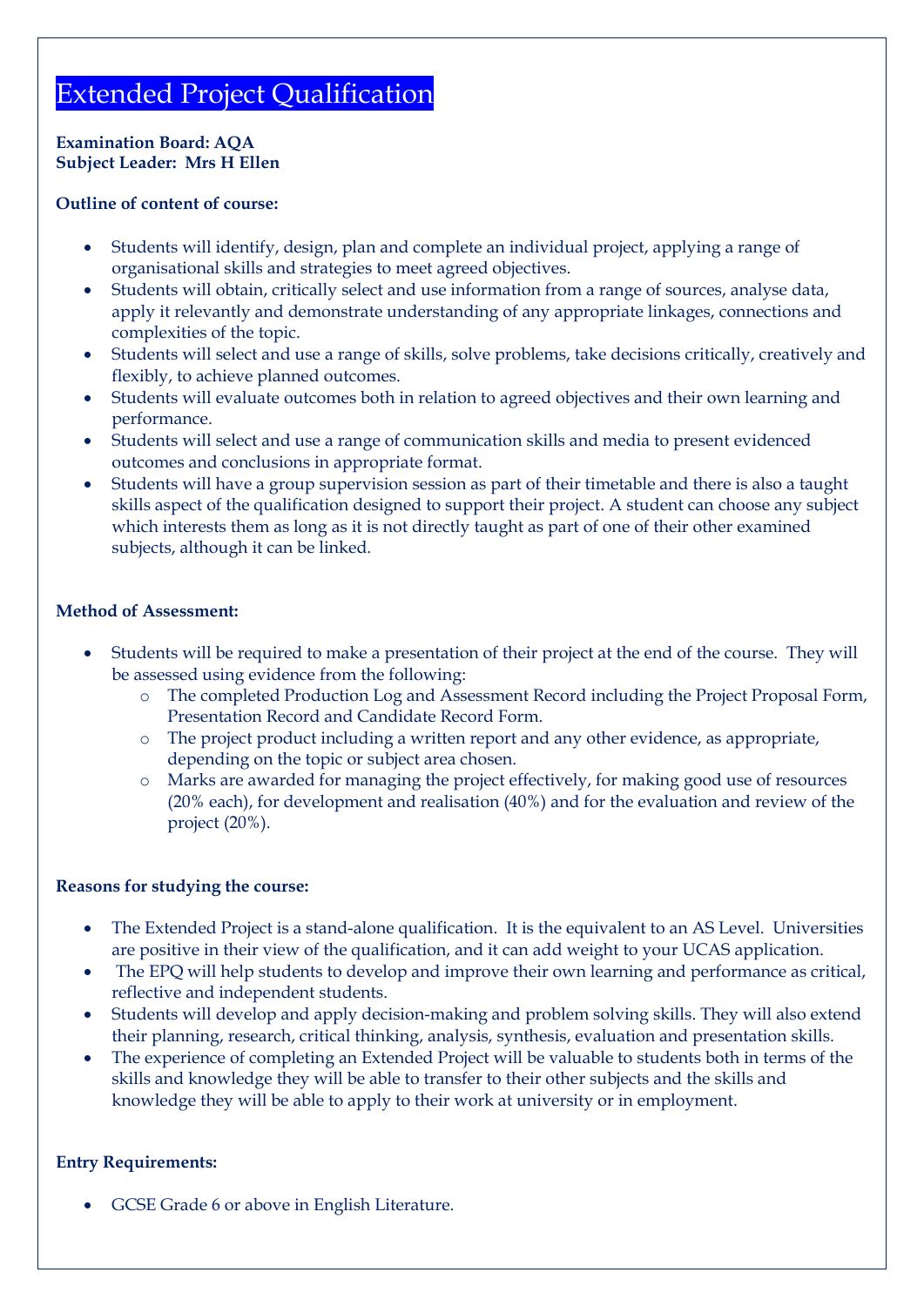# Extended Project Qualification

**Examination Board: AQA**
**Subject Leader: Mrs H Ellen**

**Outline of content of course:**

- Students will identify, design, plan and complete an individual project, applying a range of organisational skills and strategies to meet agreed objectives.
- Students will obtain, critically select and use information from a range of sources, analyse data, apply it relevantly and demonstrate understanding of any appropriate linkages, connections and complexities of the topic.
- Students will select and use a range of skills, solve problems, take decisions critically, creatively and flexibly, to achieve planned outcomes.
- Students will evaluate outcomes both in relation to agreed objectives and their own learning and performance.
- Students will select and use a range of communication skills and media to present evidenced outcomes and conclusions in appropriate format.
- Students will have a group supervision session as part of their timetable and there is also a taught skills aspect of the qualification designed to support their project. A student can choose any subject which interests them as long as it is not directly taught as part of one of their other examined subjects, although it can be linked.

**Method of Assessment:**

- Students will be required to make a presentation of their project at the end of the course. They will be assessed using evidence from the following:
  - The completed Production Log and Assessment Record including the Project Proposal Form, Presentation Record and Candidate Record Form.
  - The project product including a written report and any other evidence, as appropriate, depending on the topic or subject area chosen.
  - Marks are awarded for managing the project effectively, for making good use of resources (20% each), for development and realisation (40%) and for the evaluation and review of the project (20%).

**Reasons for studying the course:**

- The Extended Project is a stand-alone qualification. It is the equivalent to an AS Level. Universities are positive in their view of the qualification, and it can add weight to your UCAS application.
- The EPQ will help students to develop and improve their own learning and performance as critical, reflective and independent students.
- Students will develop and apply decision-making and problem solving skills. They will also extend their planning, research, critical thinking, analysis, synthesis, evaluation and presentation skills.
- The experience of completing an Extended Project will be valuable to students both in terms of the skills and knowledge they will be able to transfer to their other subjects and the skills and knowledge they will be able to apply to their work at university or in employment.

**Entry Requirements:**

- GCSE Grade 6 or above in English Literature.